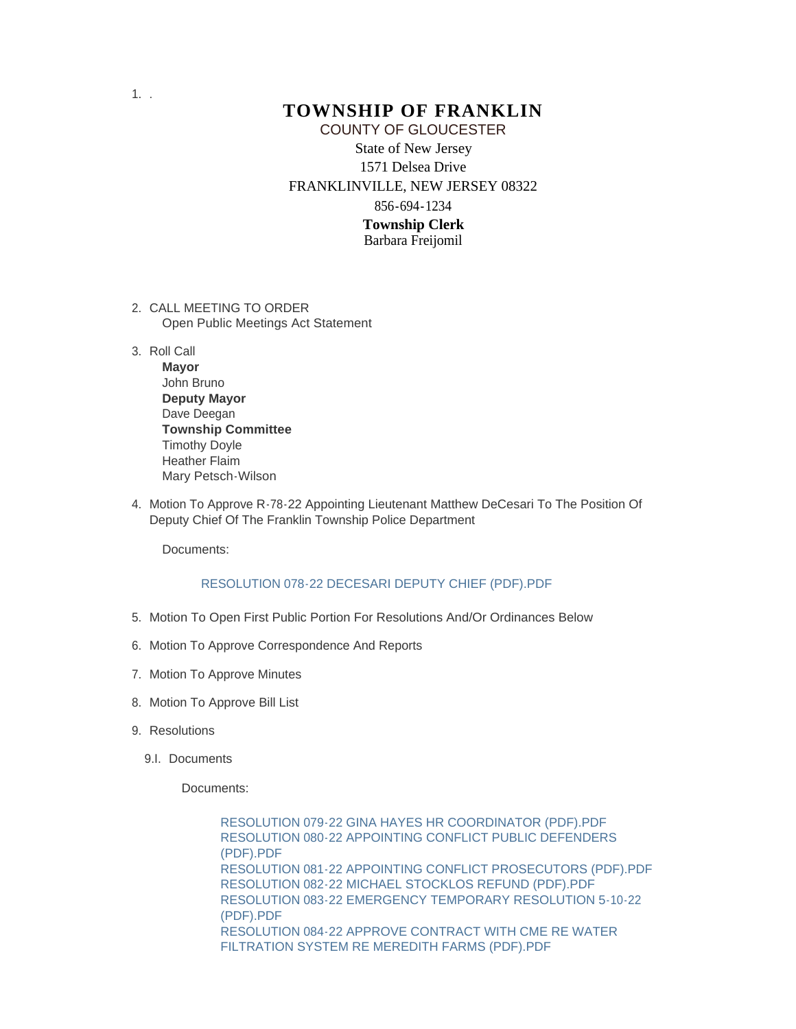1. .

# TOWNSHIP OF FRANKLIN

COUNTY OF GLOUCESTER

State of New Jersey

1571 Delsea Drive

FRANKLINVILLE, NEW JERSEY 08322

856-694-1234

**Township Clerk**

Barbara Freijomil

2. CALL MEETING TO ORDER
   Open Public Meetings Act Statement

3. Roll Call
   **Mayor**
   John Bruno
   **Deputy Mayor**
   Dave Deegan
   **Township Committee**
   Timothy Doyle
   Heather Flaim
   Mary Petsch-Wilson

4. Motion To Approve R-78-22 Appointing Lieutenant Matthew DeCesari To The Position Of Deputy Chief Of The Franklin Township Police Department

   Documents:

   RESOLUTION 078-22 DECESARI DEPUTY CHIEF (PDF).PDF

5. Motion To Open First Public Portion For Resolutions And/Or Ordinances Below

6. Motion To Approve Correspondence And Reports

7. Motion To Approve Minutes

8. Motion To Approve Bill List

9. Resolutions

   9.I. Documents

   Documents:

   RESOLUTION 079-22 GINA HAYES HR COORDINATOR (PDF).PDF
   RESOLUTION 080-22 APPOINTING CONFLICT PUBLIC DEFENDERS (PDF).PDF
   RESOLUTION 081-22 APPOINTING CONFLICT PROSECUTORS (PDF).PDF
   RESOLUTION 082-22 MICHAEL STOCKLOS REFUND (PDF).PDF
   RESOLUTION 083-22 EMERGENCY TEMPORARY RESOLUTION 5-10-22 (PDF).PDF
   RESOLUTION 084-22 APPROVE CONTRACT WITH CME RE WATER FILTRATION SYSTEM RE MEREDITH FARMS (PDF).PDF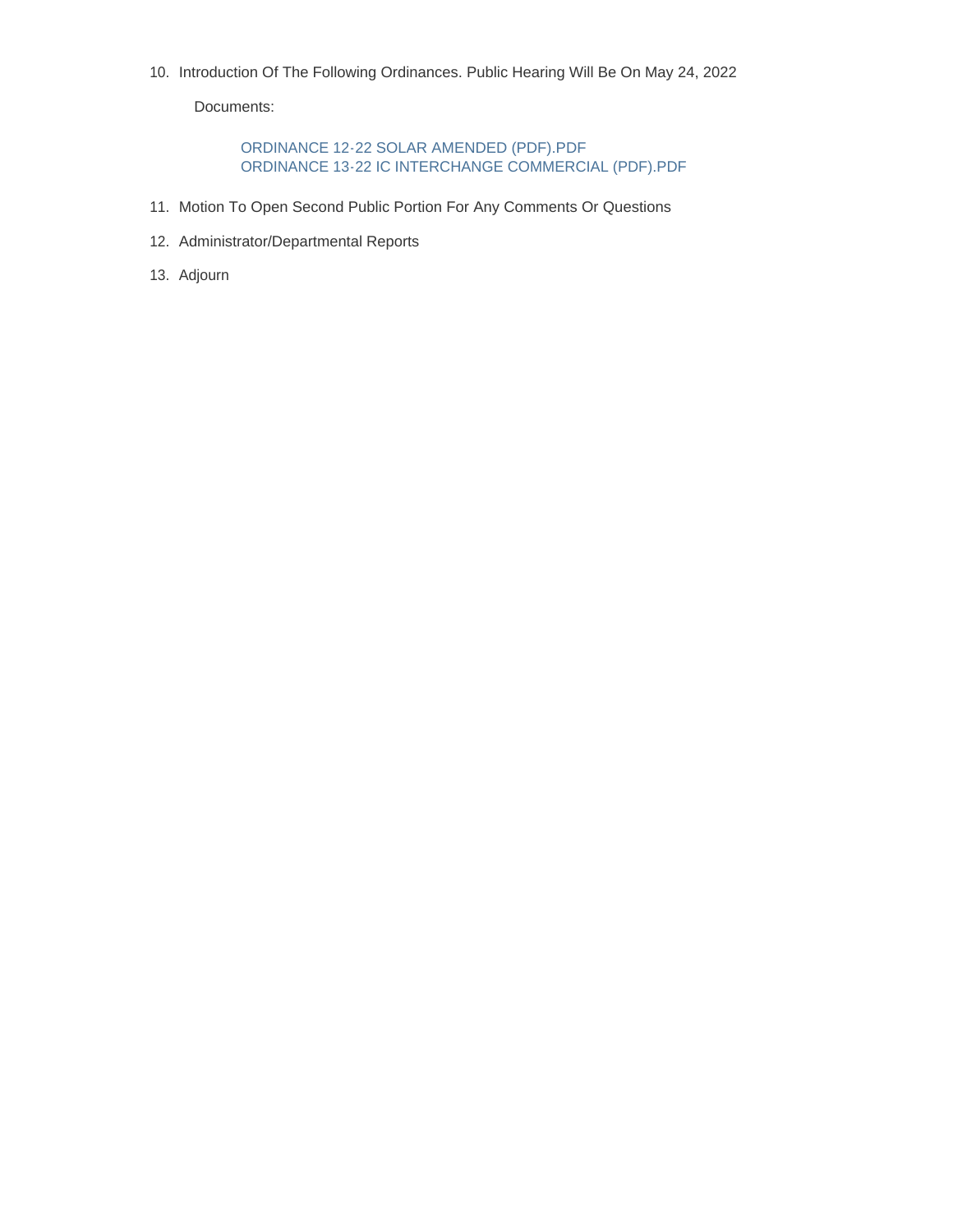10. Introduction Of The Following Ordinances. Public Hearing Will Be On May 24, 2022

    Documents:

    ORDINANCE 12-22 SOLAR AMENDED (PDF).PDF
    ORDINANCE 13-22 IC INTERCHANGE COMMERCIAL (PDF).PDF

11. Motion To Open Second Public Portion For Any Comments Or Questions

12. Administrator/Departmental Reports

13. Adjourn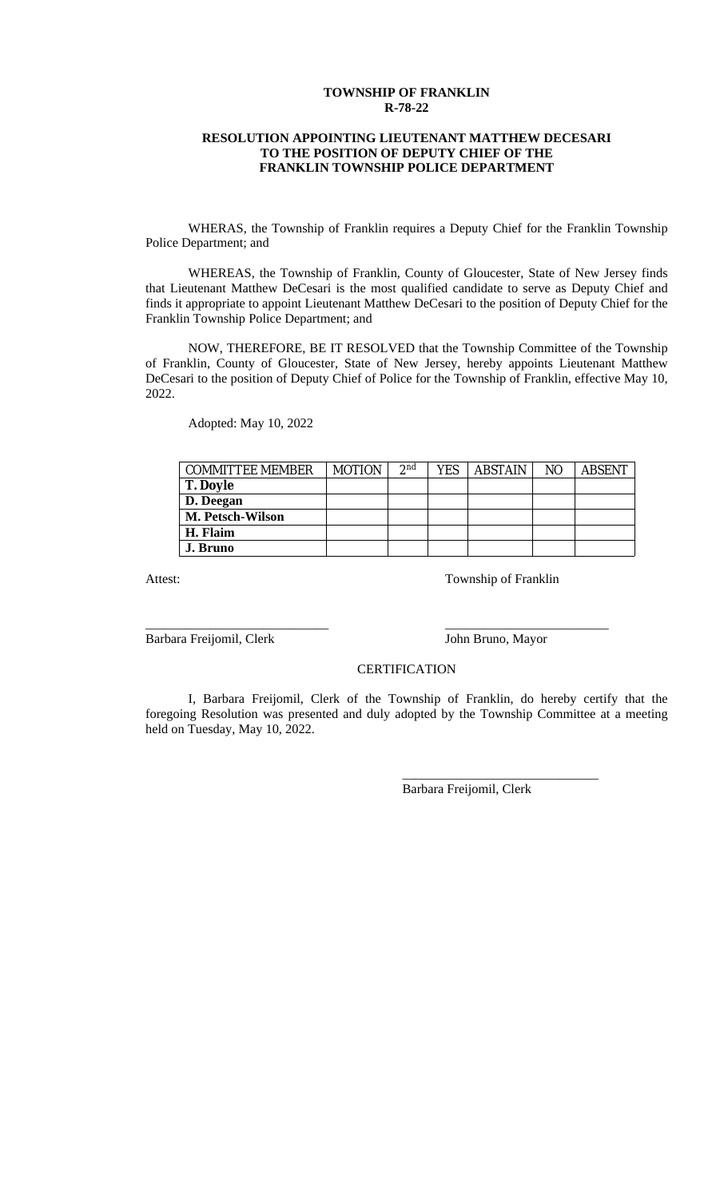**TOWNSHIP OF FRANKLIN**
**R-78-22**

**RESOLUTION APPOINTING LIEUTENANT MATTHEW DECESARI TO THE POSITION OF DEPUTY CHIEF OF THE FRANKLIN TOWNSHIP POLICE DEPARTMENT**

WHERAS, the Township of Franklin requires a Deputy Chief for the Franklin Township Police Department; and

WHEREAS, the Township of Franklin, County of Gloucester, State of New Jersey finds that Lieutenant Matthew DeCesari is the most qualified candidate to serve as Deputy Chief and finds it appropriate to appoint Lieutenant Matthew DeCesari to the position of Deputy Chief for the Franklin Township Police Department; and

NOW, THEREFORE, BE IT RESOLVED that the Township Committee of the Township of Franklin, County of Gloucester, State of New Jersey, hereby appoints Lieutenant Matthew DeCesari to the position of Deputy Chief of Police for the Township of Franklin, effective May 10, 2022.

Adopted: May 10, 2022

| COMMITTEE MEMBER | MOTION | 2nd | YES | ABSTAIN | NO | ABSENT |
|---|---|---|---|---|---|---|
| **T. Doyle** | | | | | | |
| **D. Deegan** | | | | | | |
| **M. Petsch-Wilson** | | | | | | |
| **H. Flaim** | | | | | | |
| **J. Bruno** | | | | | | |

Attest: Township of Franklin

\_\_\_\_\_\_\_\_\_\_\_\_\_\_\_\_\_\_\_\_\_\_\_\_\_\_\_\_ \_\_\_\_\_\_\_\_\_\_\_\_\_\_\_\_\_\_\_\_\_\_\_\_\_\_

Barbara Freijomil, Clerk John Bruno, Mayor

CERTIFICATION

I, Barbara Freijomil, Clerk of the Township of Franklin, do hereby certify that the foregoing Resolution was presented and duly adopted by the Township Committee at a meeting held on Tuesday, May 10, 2022.

\_\_\_\_\_\_\_\_\_\_\_\_\_\_\_\_\_\_\_\_\_\_\_\_\_\_\_\_\_\_

Barbara Freijomil, Clerk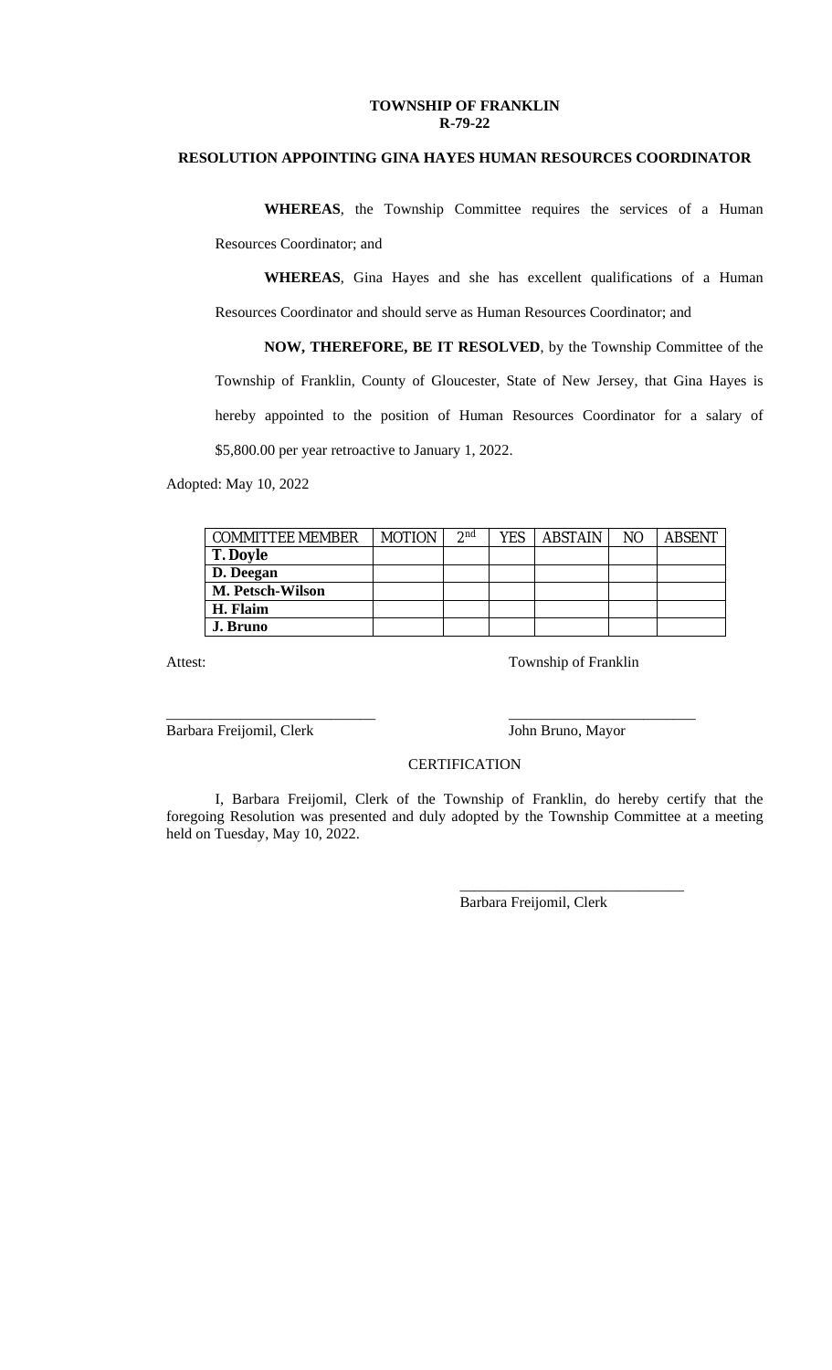**TOWNSHIP OF FRANKLIN**
**R-79-22**

**RESOLUTION APPOINTING GINA HAYES HUMAN RESOURCES COORDINATOR**

**WHEREAS**, the Township Committee requires the services of a Human Resources Coordinator; and

**WHEREAS**, Gina Hayes and she has excellent qualifications of a Human Resources Coordinator and should serve as Human Resources Coordinator; and

**NOW, THEREFORE, BE IT RESOLVED**, by the Township Committee of the Township of Franklin, County of Gloucester, State of New Jersey, that Gina Hayes is hereby appointed to the position of Human Resources Coordinator for a salary of $5,800.00 per year retroactive to January 1, 2022.

Adopted: May 10, 2022

| COMMITTEE MEMBER | MOTION | 2nd | YES | ABSTAIN | NO | ABSENT |
|---|---|---|---|---|---|---|
| **T. Doyle** | | | | | | |
| **D. Deegan** | | | | | | |
| **M. Petsch-Wilson** | | | | | | |
| **H. Flaim** | | | | | | |
| **J. Bruno** | | | | | | |

Attest: Township of Franklin

\_\_\_\_\_\_\_\_\_\_\_\_\_\_\_\_\_\_\_\_\_\_\_\_\_\_\_\_ \_\_\_\_\_\_\_\_\_\_\_\_\_\_\_\_\_\_\_\_\_\_\_\_\_\_
Barbara Freijomil, Clerk John Bruno, Mayor

CERTIFICATION

I, Barbara Freijomil, Clerk of the Township of Franklin, do hereby certify that the foregoing Resolution was presented and duly adopted by the Township Committee at a meeting held on Tuesday, May 10, 2022.

\_\_\_\_\_\_\_\_\_\_\_\_\_\_\_\_\_\_\_\_\_\_\_\_\_\_\_\_\_\_
Barbara Freijomil, Clerk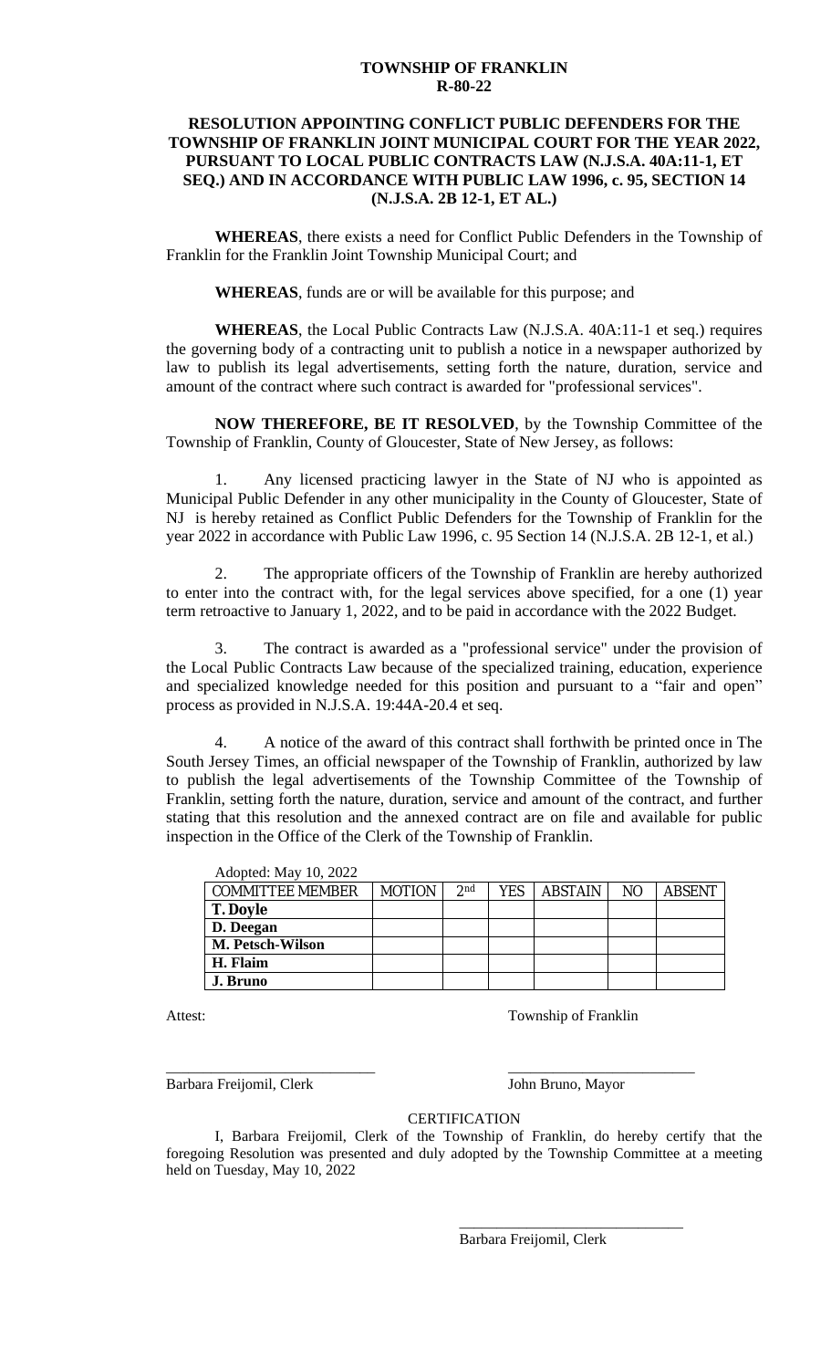**TOWNSHIP OF FRANKLIN**
**R-80-22**

**RESOLUTION APPOINTING CONFLICT PUBLIC DEFENDERS FOR THE TOWNSHIP OF FRANKLIN JOINT MUNICIPAL COURT FOR THE YEAR 2022, PURSUANT TO LOCAL PUBLIC CONTRACTS LAW (N.J.S.A. 40A:11-1, ET SEQ.) AND IN ACCORDANCE WITH PUBLIC LAW 1996, c. 95, SECTION 14 (N.J.S.A. 2B 12-1, ET AL.)**

**WHEREAS**, there exists a need for Conflict Public Defenders in the Township of Franklin for the Franklin Joint Township Municipal Court; and

**WHEREAS**, funds are or will be available for this purpose; and

**WHEREAS**, the Local Public Contracts Law (N.J.S.A. 40A:11-1 et seq.) requires the governing body of a contracting unit to publish a notice in a newspaper authorized by law to publish its legal advertisements, setting forth the nature, duration, service and amount of the contract where such contract is awarded for "professional services".

**NOW THEREFORE, BE IT RESOLVED**, by the Township Committee of the Township of Franklin, County of Gloucester, State of New Jersey, as follows:

1. Any licensed practicing lawyer in the State of NJ who is appointed as Municipal Public Defender in any other municipality in the County of Gloucester, State of NJ is hereby retained as Conflict Public Defenders for the Township of Franklin for the year 2022 in accordance with Public Law 1996, c. 95 Section 14 (N.J.S.A. 2B 12-1, et al.)

2. The appropriate officers of the Township of Franklin are hereby authorized to enter into the contract with, for the legal services above specified, for a one (1) year term retroactive to January 1, 2022, and to be paid in accordance with the 2022 Budget.

3. The contract is awarded as a "professional service" under the provision of the Local Public Contracts Law because of the specialized training, education, experience and specialized knowledge needed for this position and pursuant to a "fair and open" process as provided in N.J.S.A. 19:44A-20.4 et seq.

4. A notice of the award of this contract shall forthwith be printed once in The South Jersey Times, an official newspaper of the Township of Franklin, authorized by law to publish the legal advertisements of the Township Committee of the Township of Franklin, setting forth the nature, duration, service and amount of the contract, and further stating that this resolution and the annexed contract are on file and available for public inspection in the Office of the Clerk of the Township of Franklin.

Adopted: May 10, 2022

| COMMITTEE MEMBER | MOTION | 2nd | YES | ABSTAIN | NO | ABSENT |
|---|---|---|---|---|---|---|
| **T. Doyle** | | | | | | |
| **D. Deegan** | | | | | | |
| **M. Petsch-Wilson** | | | | | | |
| **H. Flaim** | | | | | | |
| **J. Bruno** | | | | | | |

Attest: Township of Franklin

\_\_\_\_\_\_\_\_\_\_\_\_\_\_\_\_\_\_\_\_\_\_\_\_\_\_\_\_ \_\_\_\_\_\_\_\_\_\_\_\_\_\_\_\_\_\_\_\_\_\_\_\_\_\_\_\_

Barbara Freijomil, Clerk John Bruno, Mayor

CERTIFICATION

I, Barbara Freijomil, Clerk of the Township of Franklin, do hereby certify that the foregoing Resolution was presented and duly adopted by the Township Committee at a meeting held on Tuesday, May 10, 2022

\_\_\_\_\_\_\_\_\_\_\_\_\_\_\_\_\_\_\_\_\_\_\_\_\_\_\_\_

Barbara Freijomil, Clerk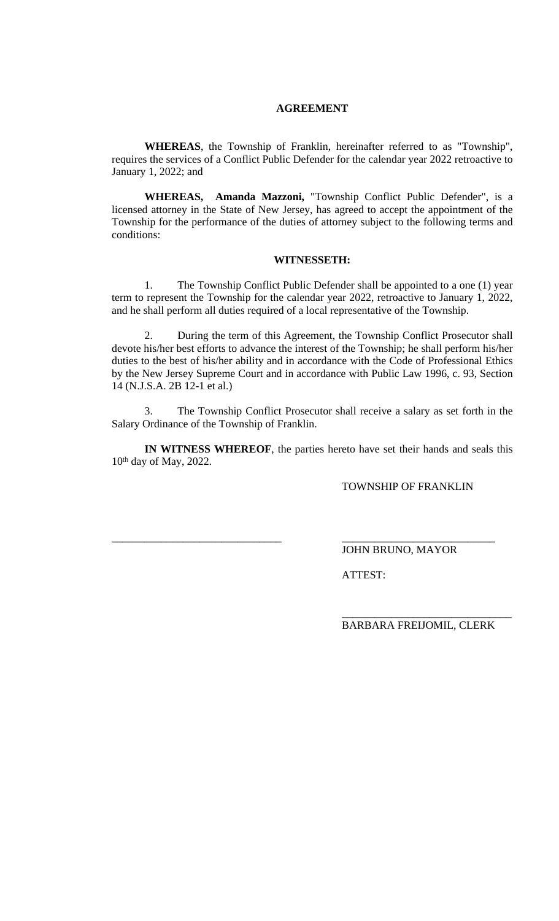**AGREEMENT**

**WHEREAS**, the Township of Franklin, hereinafter referred to as "Township", requires the services of a Conflict Public Defender for the calendar year 2022 retroactive to January 1, 2022; and

**WHEREAS, Amanda Mazzoni,** "Township Conflict Public Defender", is a licensed attorney in the State of New Jersey, has agreed to accept the appointment of the Township for the performance of the duties of attorney subject to the following terms and conditions:

**WITNESSETH:**

1. The Township Conflict Public Defender shall be appointed to a one (1) year term to represent the Township for the calendar year 2022, retroactive to January 1, 2022, and he shall perform all duties required of a local representative of the Township.

2. During the term of this Agreement, the Township Conflict Prosecutor shall devote his/her best efforts to advance the interest of the Township; he shall perform his/her duties to the best of his/her ability and in accordance with the Code of Professional Ethics by the New Jersey Supreme Court and in accordance with Public Law 1996, c. 93, Section 14 (N.J.S.A. 2B 12-1 et al.)

3. The Township Conflict Prosecutor shall receive a salary as set forth in the Salary Ordinance of the Township of Franklin.

**IN WITNESS WHEREOF**, the parties hereto have set their hands and seals this 10th day of May, 2022.

TOWNSHIP OF FRANKLIN

_______________________________ _____________________________

JOHN BRUNO, MAYOR

ATTEST:

_______________________________

BARBARA FREIJOMIL, CLERK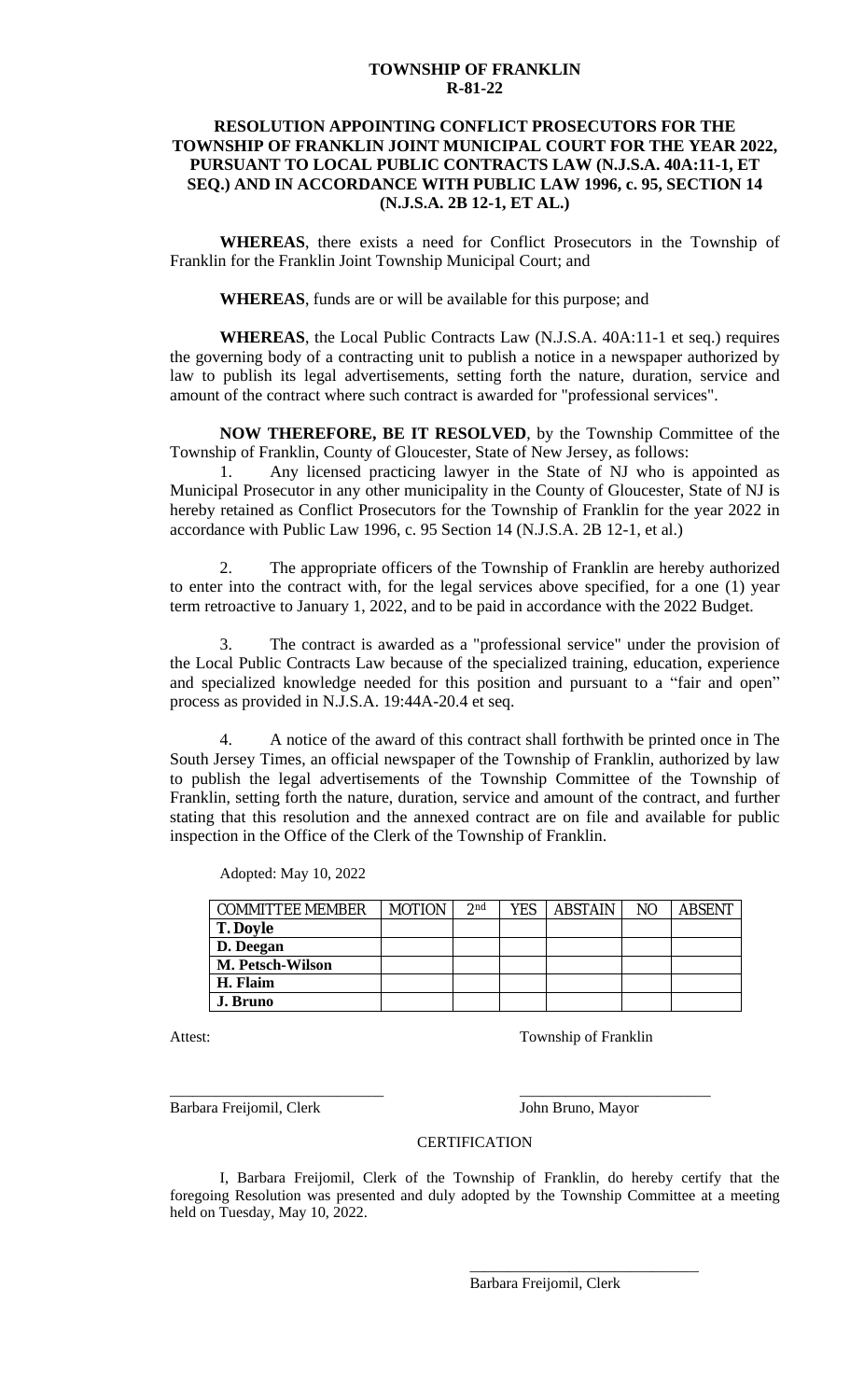**TOWNSHIP OF FRANKLIN**
**R-81-22**

**RESOLUTION APPOINTING CONFLICT PROSECUTORS FOR THE TOWNSHIP OF FRANKLIN JOINT MUNICIPAL COURT FOR THE YEAR 2022, PURSUANT TO LOCAL PUBLIC CONTRACTS LAW (N.J.S.A. 40A:11-1, ET SEQ.) AND IN ACCORDANCE WITH PUBLIC LAW 1996, c. 95, SECTION 14 (N.J.S.A. 2B 12-1, ET AL.)**

**WHEREAS**, there exists a need for Conflict Prosecutors in the Township of Franklin for the Franklin Joint Township Municipal Court; and

**WHEREAS**, funds are or will be available for this purpose; and

**WHEREAS**, the Local Public Contracts Law (N.J.S.A. 40A:11-1 et seq.) requires the governing body of a contracting unit to publish a notice in a newspaper authorized by law to publish its legal advertisements, setting forth the nature, duration, service and amount of the contract where such contract is awarded for "professional services".

**NOW THEREFORE, BE IT RESOLVED**, by the Township Committee of the Township of Franklin, County of Gloucester, State of New Jersey, as follows:

1. Any licensed practicing lawyer in the State of NJ who is appointed as Municipal Prosecutor in any other municipality in the County of Gloucester, State of NJ is hereby retained as Conflict Prosecutors for the Township of Franklin for the year 2022 in accordance with Public Law 1996, c. 95 Section 14 (N.J.S.A. 2B 12-1, et al.)

2. The appropriate officers of the Township of Franklin are hereby authorized to enter into the contract with, for the legal services above specified, for a one (1) year term retroactive to January 1, 2022, and to be paid in accordance with the 2022 Budget.

3. The contract is awarded as a "professional service" under the provision of the Local Public Contracts Law because of the specialized training, education, experience and specialized knowledge needed for this position and pursuant to a "fair and open" process as provided in N.J.S.A. 19:44A-20.4 et seq.

4. A notice of the award of this contract shall forthwith be printed once in The South Jersey Times, an official newspaper of the Township of Franklin, authorized by law to publish the legal advertisements of the Township Committee of the Township of Franklin, setting forth the nature, duration, service and amount of the contract, and further stating that this resolution and the annexed contract are on file and available for public inspection in the Office of the Clerk of the Township of Franklin.

Adopted: May 10, 2022

| COMMITTEE MEMBER | MOTION | 2nd | YES | ABSTAIN | NO | ABSENT |
|---|---|---|---|---|---|---|
| **T. Doyle** | | | | | | |
| **D. Deegan** | | | | | | |
| **M. Petsch-Wilson** | | | | | | |
| **H. Flaim** | | | | | | |
| **J. Bruno** | | | | | | |

Attest: Township of Franklin

\_\_\_\_\_\_\_\_\_\_\_\_\_\_\_\_\_\_\_\_\_\_\_\_\_\_\_ \_\_\_\_\_\_\_\_\_\_\_\_\_\_\_\_\_\_\_\_\_\_\_\_\_\_\_

Barbara Freijomil, Clerk John Bruno, Mayor

CERTIFICATION

I, Barbara Freijomil, Clerk of the Township of Franklin, do hereby certify that the foregoing Resolution was presented and duly adopted by the Township Committee at a meeting held on Tuesday, May 10, 2022.

\_\_\_\_\_\_\_\_\_\_\_\_\_\_\_\_\_\_\_\_\_\_\_\_\_\_\_\_\_\_

Barbara Freijomil, Clerk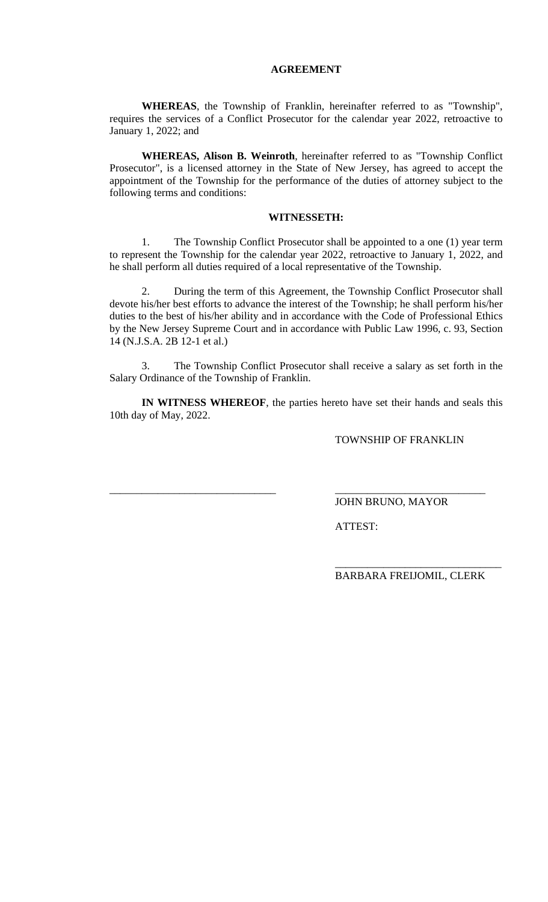## AGREEMENT

**WHEREAS**, the Township of Franklin, hereinafter referred to as "Township", requires the services of a Conflict Prosecutor for the calendar year 2022, retroactive to January 1, 2022; and

**WHEREAS, Alison B. Weinroth**, hereinafter referred to as "Township Conflict Prosecutor", is a licensed attorney in the State of New Jersey, has agreed to accept the appointment of the Township for the performance of the duties of attorney subject to the following terms and conditions:

## WITNESSETH:

1. The Township Conflict Prosecutor shall be appointed to a one (1) year term to represent the Township for the calendar year 2022, retroactive to January 1, 2022, and he shall perform all duties required of a local representative of the Township.

2. During the term of this Agreement, the Township Conflict Prosecutor shall devote his/her best efforts to advance the interest of the Township; he shall perform his/her duties to the best of his/her ability and in accordance with the Code of Professional Ethics by the New Jersey Supreme Court and in accordance with Public Law 1996, c. 93, Section 14 (N.J.S.A. 2B 12-1 et al.)

3. The Township Conflict Prosecutor shall receive a salary as set forth in the Salary Ordinance of the Township of Franklin.

**IN WITNESS WHEREOF**, the parties hereto have set their hands and seals this 10th day of May, 2022.

TOWNSHIP OF FRANKLIN

_______________________________ _____________________________

JOHN BRUNO, MAYOR

ATTEST:

_______________________________

BARBARA FREIJOMIL, CLERK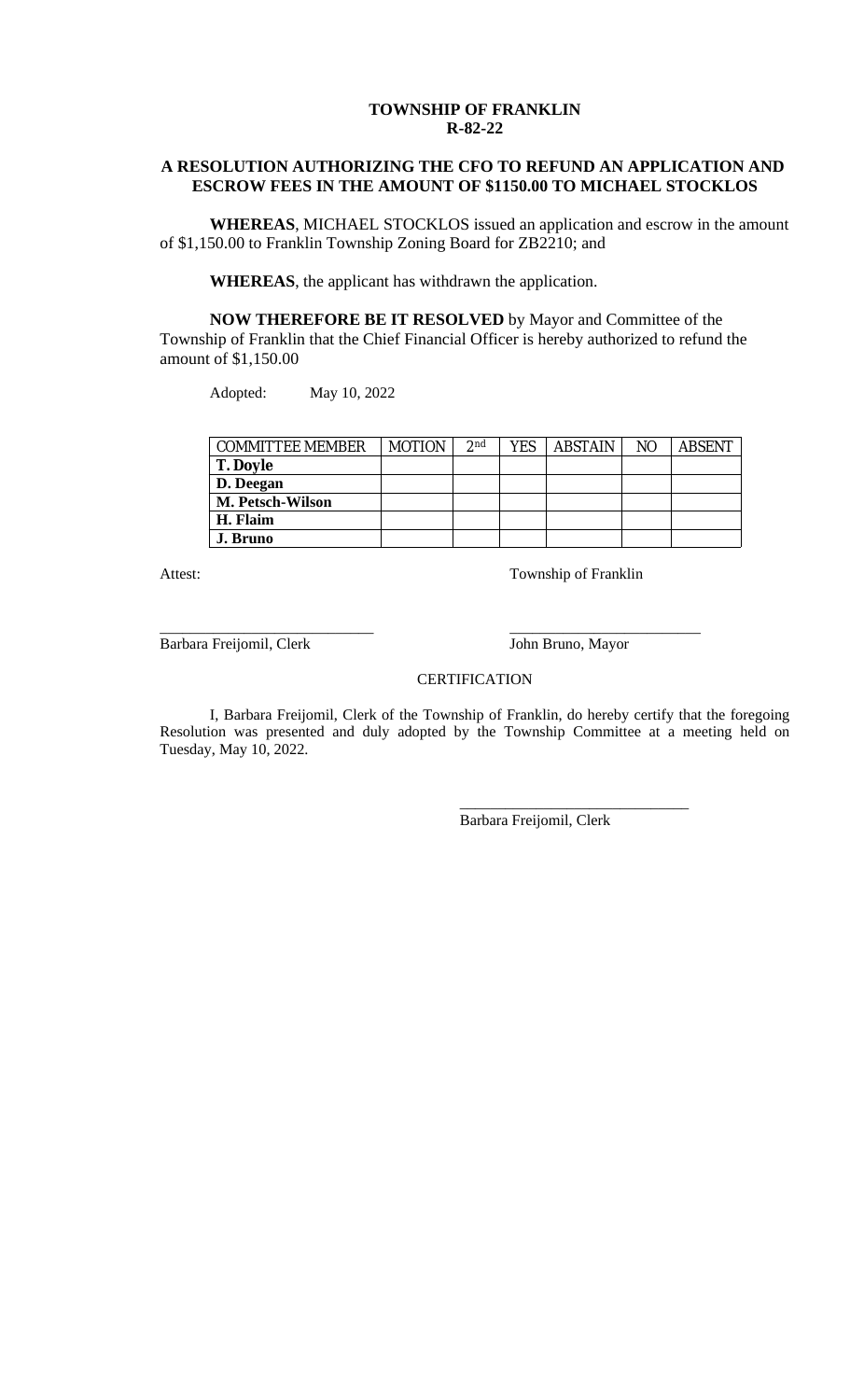**TOWNSHIP OF FRANKLIN**
**R-82-22**

**A RESOLUTION AUTHORIZING THE CFO TO REFUND AN APPLICATION AND ESCROW FEES IN THE AMOUNT OF $1150.00 TO MICHAEL STOCKLOS**

**WHEREAS**, MICHAEL STOCKLOS issued an application and escrow in the amount of $1,150.00 to Franklin Township Zoning Board for ZB2210; and

**WHEREAS**, the applicant has withdrawn the application.

**NOW THEREFORE BE IT RESOLVED** by Mayor and Committee of the Township of Franklin that the Chief Financial Officer is hereby authorized to refund the amount of $1,150.00

Adopted: May 10, 2022

| COMMITTEE MEMBER | MOTION | 2nd | YES | ABSTAIN | NO | ABSENT |
|---|---|---|---|---|---|---|
| **T. Doyle** | | | | | | |
| **D. Deegan** | | | | | | |
| **M. Petsch-Wilson** | | | | | | |
| **H. Flaim** | | | | | | |
| **J. Bruno** | | | | | | |

Attest: Township of Franklin

\_\_\_\_\_\_\_\_\_\_\_\_\_\_\_\_\_\_\_\_\_\_\_\_\_\_\_\_ \_\_\_\_\_\_\_\_\_\_\_\_\_\_\_\_\_\_\_\_\_\_\_\_\_\_
Barbara Freijomil, Clerk John Bruno, Mayor

CERTIFICATION

I, Barbara Freijomil, Clerk of the Township of Franklin, do hereby certify that the foregoing Resolution was presented and duly adopted by the Township Committee at a meeting held on Tuesday, May 10, 2022.

\_\_\_\_\_\_\_\_\_\_\_\_\_\_\_\_\_\_\_\_\_\_\_\_\_\_\_\_\_\_
Barbara Freijomil, Clerk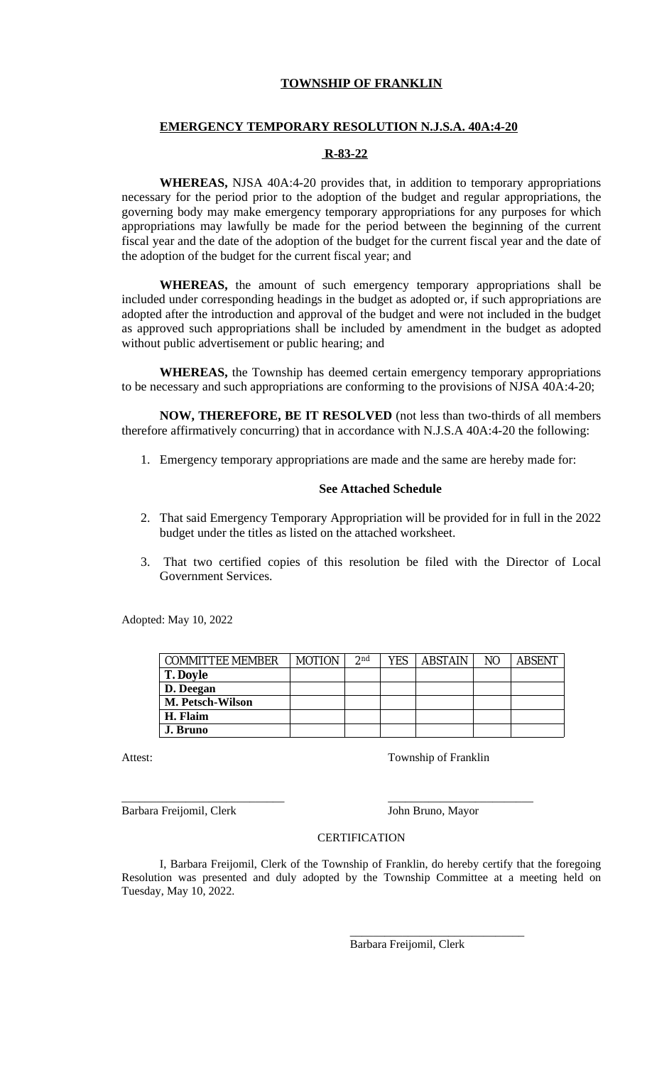# TOWNSHIP OF FRANKLIN

## EMERGENCY TEMPORARY RESOLUTION N.J.S.A. 40A:4-20

## R-83-22

**WHEREAS,** NJSA 40A:4-20 provides that, in addition to temporary appropriations necessary for the period prior to the adoption of the budget and regular appropriations, the governing body may make emergency temporary appropriations for any purposes for which appropriations may lawfully be made for the period between the beginning of the current fiscal year and the date of the adoption of the budget for the current fiscal year and the date of the adoption of the budget for the current fiscal year; and

**WHEREAS,** the amount of such emergency temporary appropriations shall be included under corresponding headings in the budget as adopted or, if such appropriations are adopted after the introduction and approval of the budget and were not included in the budget as approved such appropriations shall be included by amendment in the budget as adopted without public advertisement or public hearing; and

**WHEREAS,** the Township has deemed certain emergency temporary appropriations to be necessary and such appropriations are conforming to the provisions of NJSA 40A:4-20;

**NOW, THEREFORE, BE IT RESOLVED** (not less than two-thirds of all members therefore affirmatively concurring) that in accordance with N.J.S.A 40A:4-20 the following:

1. Emergency temporary appropriations are made and the same are hereby made for:

   **See Attached Schedule**

2. That said Emergency Temporary Appropriation will be provided for in full in the 2022 budget under the titles as listed on the attached worksheet.
3. That two certified copies of this resolution be filed with the Director of Local Government Services.

Adopted: May 10, 2022

| COMMITTEE MEMBER | MOTION | 2nd | YES | ABSTAIN | NO | ABSENT |
|---|---|---|---|---|---|---|
| **T. Doyle** | | | | | | |
| **D. Deegan** | | | | | | |
| **M. Petsch-Wilson** | | | | | | |
| **H. Flaim** | | | | | | |
| **J. Bruno** | | | | | | |

Attest: Township of Franklin

\_\_\_\_\_\_\_\_\_\_\_\_\_\_\_\_\_\_\_\_\_\_\_\_\_\_\_\_ \_\_\_\_\_\_\_\_\_\_\_\_\_\_\_\_\_\_\_\_\_\_\_\_\_\_\_\_

Barbara Freijomil, Clerk John Bruno, Mayor

CERTIFICATION

I, Barbara Freijomil, Clerk of the Township of Franklin, do hereby certify that the foregoing Resolution was presented and duly adopted by the Township Committee at a meeting held on Tuesday, May 10, 2022.

\_\_\_\_\_\_\_\_\_\_\_\_\_\_\_\_\_\_\_\_\_\_\_\_\_\_\_\_

Barbara Freijomil, Clerk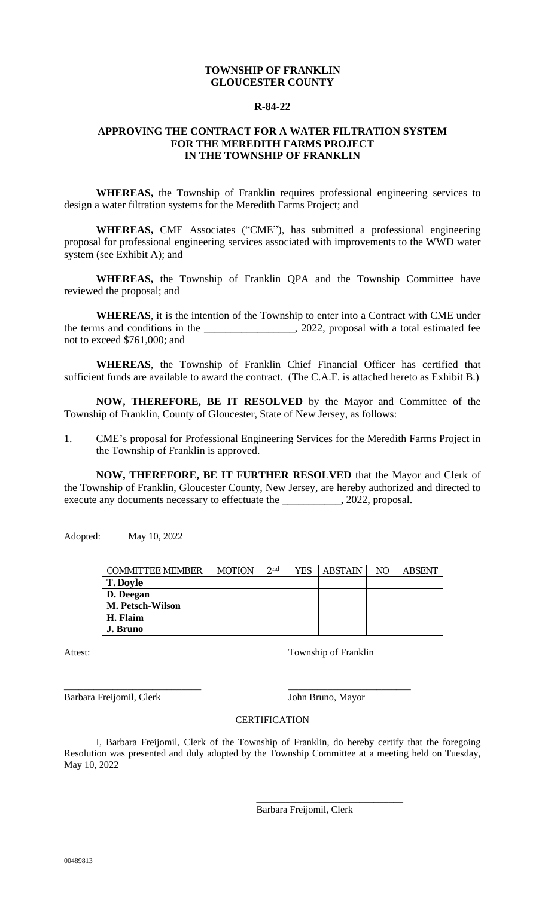**TOWNSHIP OF FRANKLIN**
**GLOUCESTER COUNTY**

**R-84-22**

**APPROVING THE CONTRACT FOR A WATER FILTRATION SYSTEM FOR THE MEREDITH FARMS PROJECT IN THE TOWNSHIP OF FRANKLIN**

**WHEREAS,** the Township of Franklin requires professional engineering services to design a water filtration systems for the Meredith Farms Project; and

**WHEREAS,** CME Associates ("CME"), has submitted a professional engineering proposal for professional engineering services associated with improvements to the WWD water system (see Exhibit A); and

**WHEREAS,** the Township of Franklin QPA and the Township Committee have reviewed the proposal; and

**WHEREAS**, it is the intention of the Township to enter into a Contract with CME under the terms and conditions in the _________________, 2022, proposal with a total estimated fee not to exceed $761,000; and

**WHEREAS**, the Township of Franklin Chief Financial Officer has certified that sufficient funds are available to award the contract. (The C.A.F. is attached hereto as Exhibit B.)

**NOW, THEREFORE, BE IT RESOLVED** by the Mayor and Committee of the Township of Franklin, County of Gloucester, State of New Jersey, as follows:

1. CME's proposal for Professional Engineering Services for the Meredith Farms Project in the Township of Franklin is approved.

**NOW, THEREFORE, BE IT FURTHER RESOLVED** that the Mayor and Clerk of the Township of Franklin, Gloucester County, New Jersey, are hereby authorized and directed to execute any documents necessary to effectuate the ___________, 2022, proposal.

Adopted: May 10, 2022

| COMMITTEE MEMBER | MOTION | 2nd | YES | ABSTAIN | NO | ABSENT |
|---|---|---|---|---|---|---|
| **T. Doyle** | | | | | | |
| **D. Deegan** | | | | | | |
| **M. Petsch-Wilson** | | | | | | |
| **H. Flaim** | | | | | | |
| **J. Bruno** | | | | | | |

Attest: Township of Franklin

___________________________ ________________________

Barbara Freijomil, Clerk John Bruno, Mayor

CERTIFICATION

I, Barbara Freijomil, Clerk of the Township of Franklin, do hereby certify that the foregoing Resolution was presented and duly adopted by the Township Committee at a meeting held on Tuesday, May 10, 2022

______________________________

Barbara Freijomil, Clerk

00489813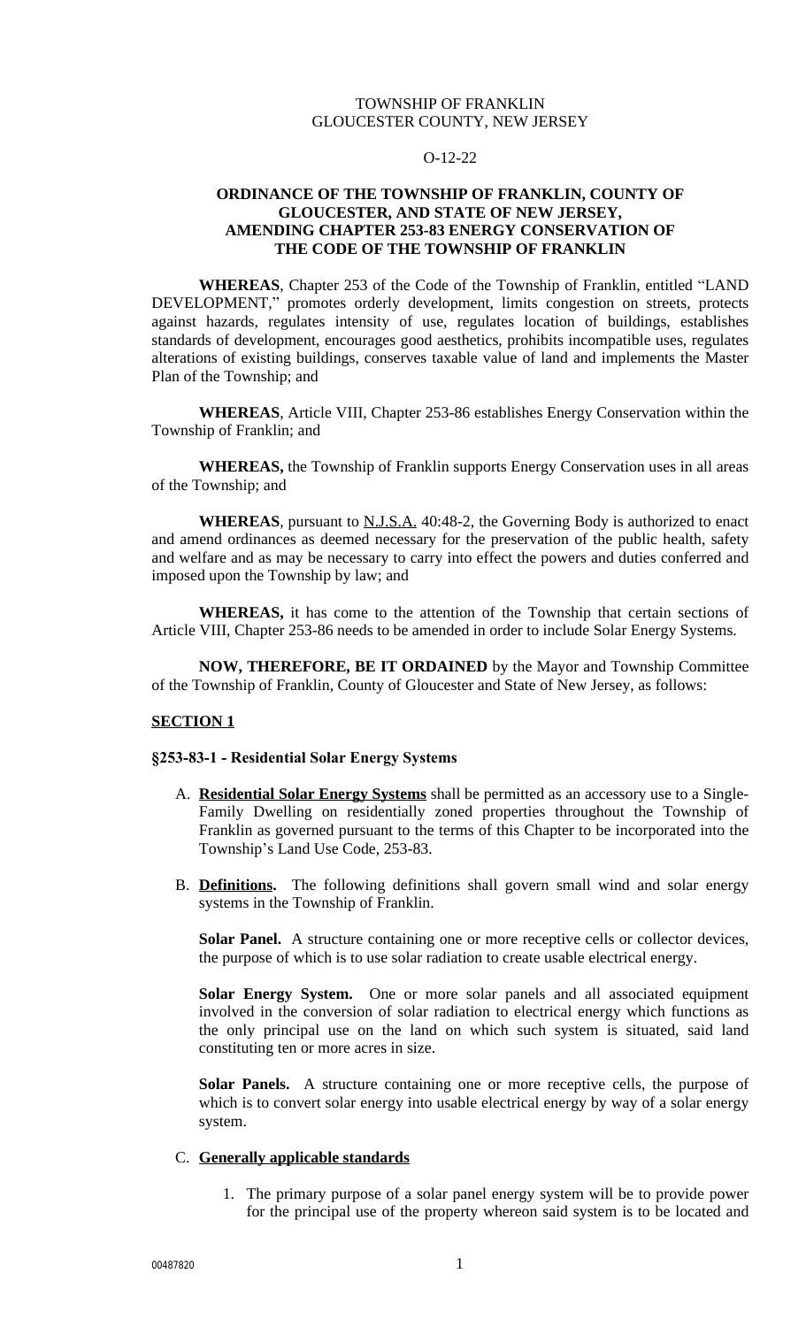TOWNSHIP OF FRANKLIN
GLOUCESTER COUNTY, NEW JERSEY

O-12-22

**ORDINANCE OF THE TOWNSHIP OF FRANKLIN, COUNTY OF GLOUCESTER, AND STATE OF NEW JERSEY, AMENDING CHAPTER 253-83 ENERGY CONSERVATION OF THE CODE OF THE TOWNSHIP OF FRANKLIN**

**WHEREAS**, Chapter 253 of the Code of the Township of Franklin, entitled "LAND DEVELOPMENT," promotes orderly development, limits congestion on streets, protects against hazards, regulates intensity of use, regulates location of buildings, establishes standards of development, encourages good aesthetics, prohibits incompatible uses, regulates alterations of existing buildings, conserves taxable value of land and implements the Master Plan of the Township; and

**WHEREAS**, Article VIII, Chapter 253-86 establishes Energy Conservation within the Township of Franklin; and

**WHEREAS,** the Township of Franklin supports Energy Conservation uses in all areas of the Township; and

**WHEREAS**, pursuant to N.J.S.A. 40:48-2, the Governing Body is authorized to enact and amend ordinances as deemed necessary for the preservation of the public health, safety and welfare and as may be necessary to carry into effect the powers and duties conferred and imposed upon the Township by law; and

**WHEREAS,** it has come to the attention of the Township that certain sections of Article VIII, Chapter 253-86 needs to be amended in order to include Solar Energy Systems.

**NOW, THEREFORE, BE IT ORDAINED** by the Mayor and Township Committee of the Township of Franklin, County of Gloucester and State of New Jersey, as follows:

**SECTION 1**

**§253-83-1 - Residential Solar Energy Systems**

A. **Residential Solar Energy Systems** shall be permitted as an accessory use to a Single-Family Dwelling on residentially zoned properties throughout the Township of Franklin as governed pursuant to the terms of this Chapter to be incorporated into the Township's Land Use Code, 253-83.

B. **Definitions.** The following definitions shall govern small wind and solar energy systems in the Township of Franklin.

**Solar Panel.** A structure containing one or more receptive cells or collector devices, the purpose of which is to use solar radiation to create usable electrical energy.

**Solar Energy System.** One or more solar panels and all associated equipment involved in the conversion of solar radiation to electrical energy which functions as the only principal use on the land on which such system is situated, said land constituting ten or more acres in size.

**Solar Panels.** A structure containing one or more receptive cells, the purpose of which is to convert solar energy into usable electrical energy by way of a solar energy system.

C. **Generally applicable standards**

1. The primary purpose of a solar panel energy system will be to provide power for the principal use of the property whereon said system is to be located and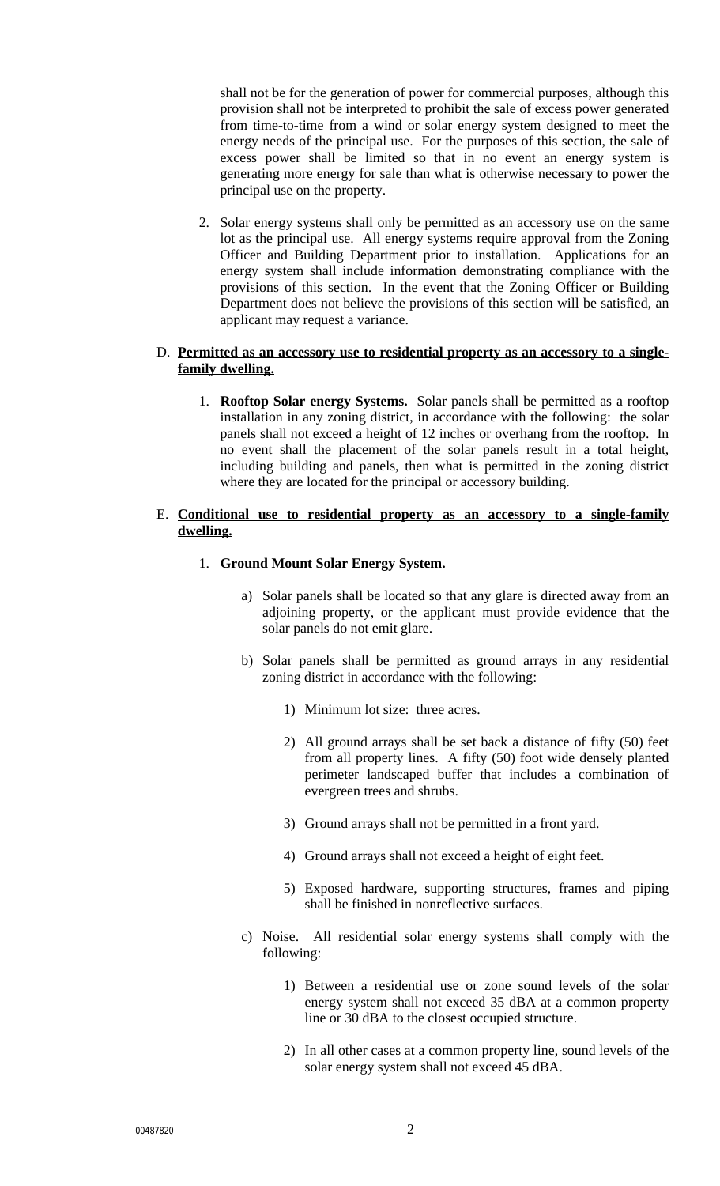shall not be for the generation of power for commercial purposes, although this provision shall not be interpreted to prohibit the sale of excess power generated from time-to-time from a wind or solar energy system designed to meet the energy needs of the principal use. For the purposes of this section, the sale of excess power shall be limited so that in no event an energy system is generating more energy for sale than what is otherwise necessary to power the principal use on the property.

2. Solar energy systems shall only be permitted as an accessory use on the same lot as the principal use. All energy systems require approval from the Zoning Officer and Building Department prior to installation. Applications for an energy system shall include information demonstrating compliance with the provisions of this section. In the event that the Zoning Officer or Building Department does not believe the provisions of this section will be satisfied, an applicant may request a variance.

D. **Permitted as an accessory use to residential property as an accessory to a single-family dwelling.**

1. **Rooftop Solar energy Systems.** Solar panels shall be permitted as a rooftop installation in any zoning district, in accordance with the following: the solar panels shall not exceed a height of 12 inches or overhang from the rooftop. In no event shall the placement of the solar panels result in a total height, including building and panels, then what is permitted in the zoning district where they are located for the principal or accessory building.

E. **Conditional use to residential property as an accessory to a single-family dwelling.**

1. **Ground Mount Solar Energy System.**

    a) Solar panels shall be located so that any glare is directed away from an adjoining property, or the applicant must provide evidence that the solar panels do not emit glare.

    b) Solar panels shall be permitted as ground arrays in any residential zoning district in accordance with the following:

        1) Minimum lot size: three acres.

        2) All ground arrays shall be set back a distance of fifty (50) feet from all property lines. A fifty (50) foot wide densely planted perimeter landscaped buffer that includes a combination of evergreen trees and shrubs.

        3) Ground arrays shall not be permitted in a front yard.

        4) Ground arrays shall not exceed a height of eight feet.

        5) Exposed hardware, supporting structures, frames and piping shall be finished in nonreflective surfaces.

    c) Noise. All residential solar energy systems shall comply with the following:

        1) Between a residential use or zone sound levels of the solar energy system shall not exceed 35 dBA at a common property line or 30 dBA to the closest occupied structure.

        2) In all other cases at a common property line, sound levels of the solar energy system shall not exceed 45 dBA.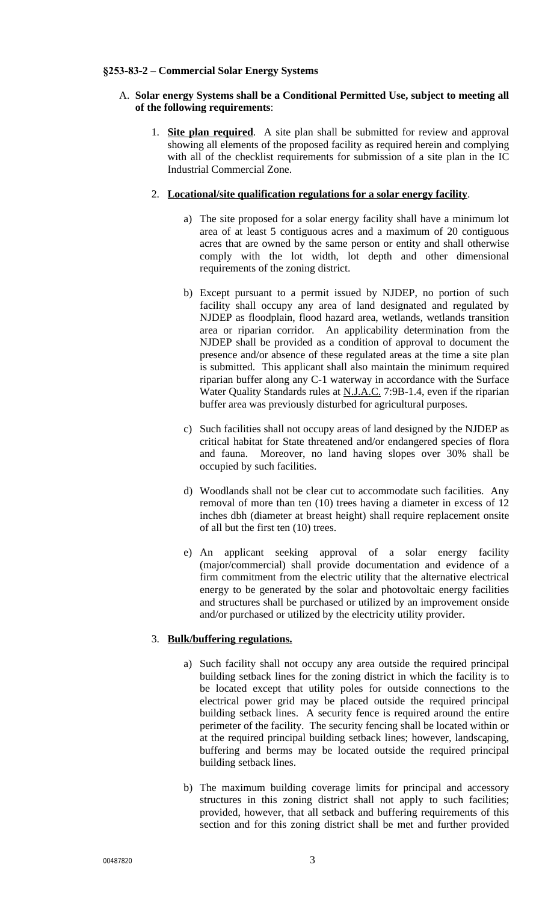**§253-83-2 – Commercial Solar Energy Systems**

A. **Solar energy Systems shall be a Conditional Permitted Use, subject to meeting all of the following requirements**:

1. **<u>Site plan required</u>**. A site plan shall be submitted for review and approval showing all elements of the proposed facility as required herein and complying with all of the checklist requirements for submission of a site plan in the IC Industrial Commercial Zone.

2. **<u>Locational/site qualification regulations for a solar energy facility</u>**.

   a) The site proposed for a solar energy facility shall have a minimum lot area of at least 5 contiguous acres and a maximum of 20 contiguous acres that are owned by the same person or entity and shall otherwise comply with the lot width, lot depth and other dimensional requirements of the zoning district.

   b) Except pursuant to a permit issued by NJDEP, no portion of such facility shall occupy any area of land designated and regulated by NJDEP as floodplain, flood hazard area, wetlands, wetlands transition area or riparian corridor. An applicability determination from the NJDEP shall be provided as a condition of approval to document the presence and/or absence of these regulated areas at the time a site plan is submitted. This applicant shall also maintain the minimum required riparian buffer along any C-1 waterway in accordance with the Surface Water Quality Standards rules at <u>N.J.A.C.</u> 7:9B-1.4, even if the riparian buffer area was previously disturbed for agricultural purposes.

   c) Such facilities shall not occupy areas of land designed by the NJDEP as critical habitat for State threatened and/or endangered species of flora and fauna. Moreover, no land having slopes over 30% shall be occupied by such facilities.

   d) Woodlands shall not be clear cut to accommodate such facilities. Any removal of more than ten (10) trees having a diameter in excess of 12 inches dbh (diameter at breast height) shall require replacement onsite of all but the first ten (10) trees.

   e) An applicant seeking approval of a solar energy facility (major/commercial) shall provide documentation and evidence of a firm commitment from the electric utility that the alternative electrical energy to be generated by the solar and photovoltaic energy facilities and structures shall be purchased or utilized by an improvement onside and/or purchased or utilized by the electricity utility provider.

3. **<u>Bulk/buffering regulations.</u>**

   a) Such facility shall not occupy any area outside the required principal building setback lines for the zoning district in which the facility is to be located except that utility poles for outside connections to the electrical power grid may be placed outside the required principal building setback lines. A security fence is required around the entire perimeter of the facility. The security fencing shall be located within or at the required principal building setback lines; however, landscaping, buffering and berms may be located outside the required principal building setback lines.

   b) The maximum building coverage limits for principal and accessory structures in this zoning district shall not apply to such facilities; provided, however, that all setback and buffering requirements of this section and for this zoning district shall be met and further provided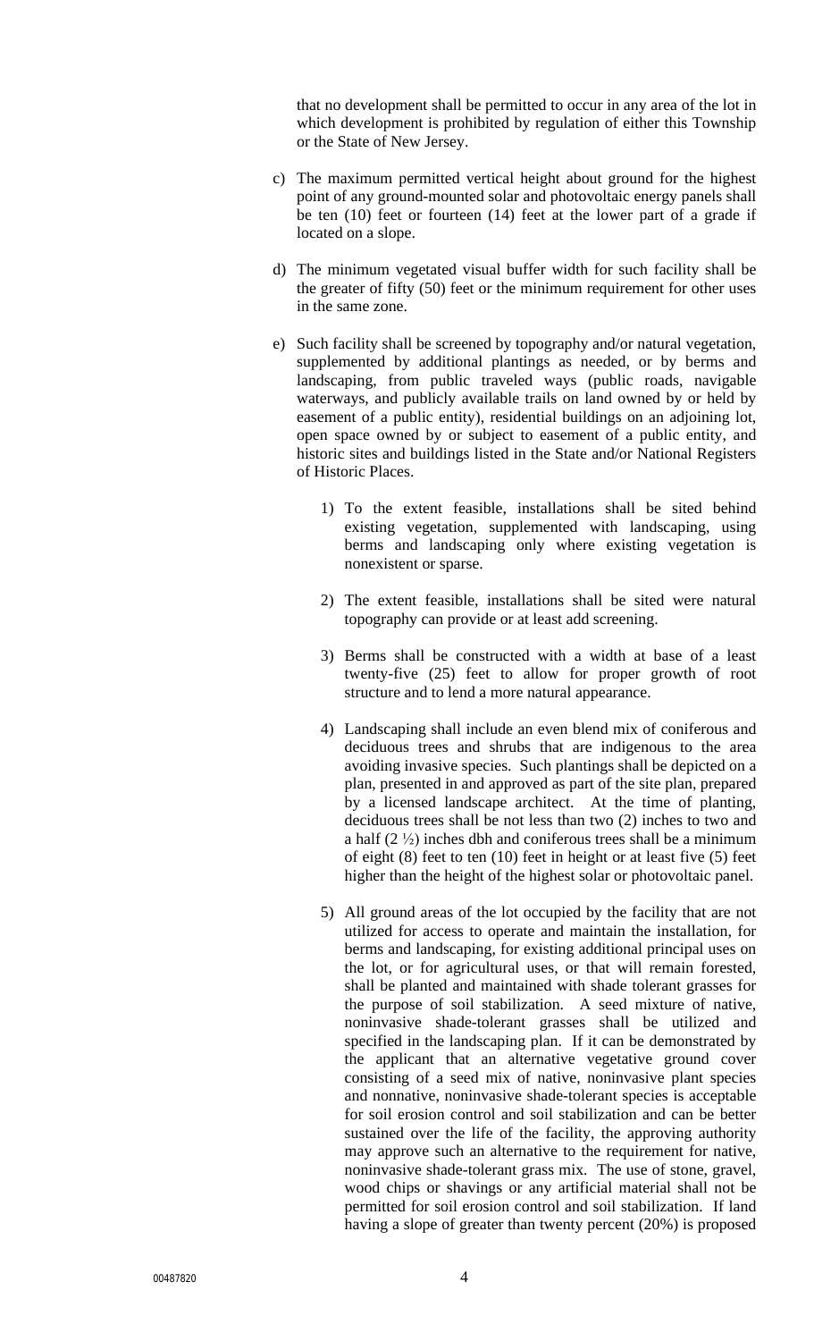that no development shall be permitted to occur in any area of the lot in which development is prohibited by regulation of either this Township or the State of New Jersey.

c) The maximum permitted vertical height about ground for the highest point of any ground-mounted solar and photovoltaic energy panels shall be ten (10) feet or fourteen (14) feet at the lower part of a grade if located on a slope.

d) The minimum vegetated visual buffer width for such facility shall be the greater of fifty (50) feet or the minimum requirement for other uses in the same zone.

e) Such facility shall be screened by topography and/or natural vegetation, supplemented by additional plantings as needed, or by berms and landscaping, from public traveled ways (public roads, navigable waterways, and publicly available trails on land owned by or held by easement of a public entity), residential buildings on an adjoining lot, open space owned by or subject to easement of a public entity, and historic sites and buildings listed in the State and/or National Registers of Historic Places.

   1) To the extent feasible, installations shall be sited behind existing vegetation, supplemented with landscaping, using berms and landscaping only where existing vegetation is nonexistent or sparse.

   2) The extent feasible, installations shall be sited were natural topography can provide or at least add screening.

   3) Berms shall be constructed with a width at base of a least twenty-five (25) feet to allow for proper growth of root structure and to lend a more natural appearance.

   4) Landscaping shall include an even blend mix of coniferous and deciduous trees and shrubs that are indigenous to the area avoiding invasive species. Such plantings shall be depicted on a plan, presented in and approved as part of the site plan, prepared by a licensed landscape architect. At the time of planting, deciduous trees shall be not less than two (2) inches to two and a half (2 ½) inches dbh and coniferous trees shall be a minimum of eight (8) feet to ten (10) feet in height or at least five (5) feet higher than the height of the highest solar or photovoltaic panel.

   5) All ground areas of the lot occupied by the facility that are not utilized for access to operate and maintain the installation, for berms and landscaping, for existing additional principal uses on the lot, or for agricultural uses, or that will remain forested, shall be planted and maintained with shade tolerant grasses for the purpose of soil stabilization. A seed mixture of native, noninvasive shade-tolerant grasses shall be utilized and specified in the landscaping plan. If it can be demonstrated by the applicant that an alternative vegetative ground cover consisting of a seed mix of native, noninvasive plant species and nonnative, noninvasive shade-tolerant species is acceptable for soil erosion control and soil stabilization and can be better sustained over the life of the facility, the approving authority may approve such an alternative to the requirement for native, noninvasive shade-tolerant grass mix. The use of stone, gravel, wood chips or shavings or any artificial material shall not be permitted for soil erosion control and soil stabilization. If land having a slope of greater than twenty percent (20%) is proposed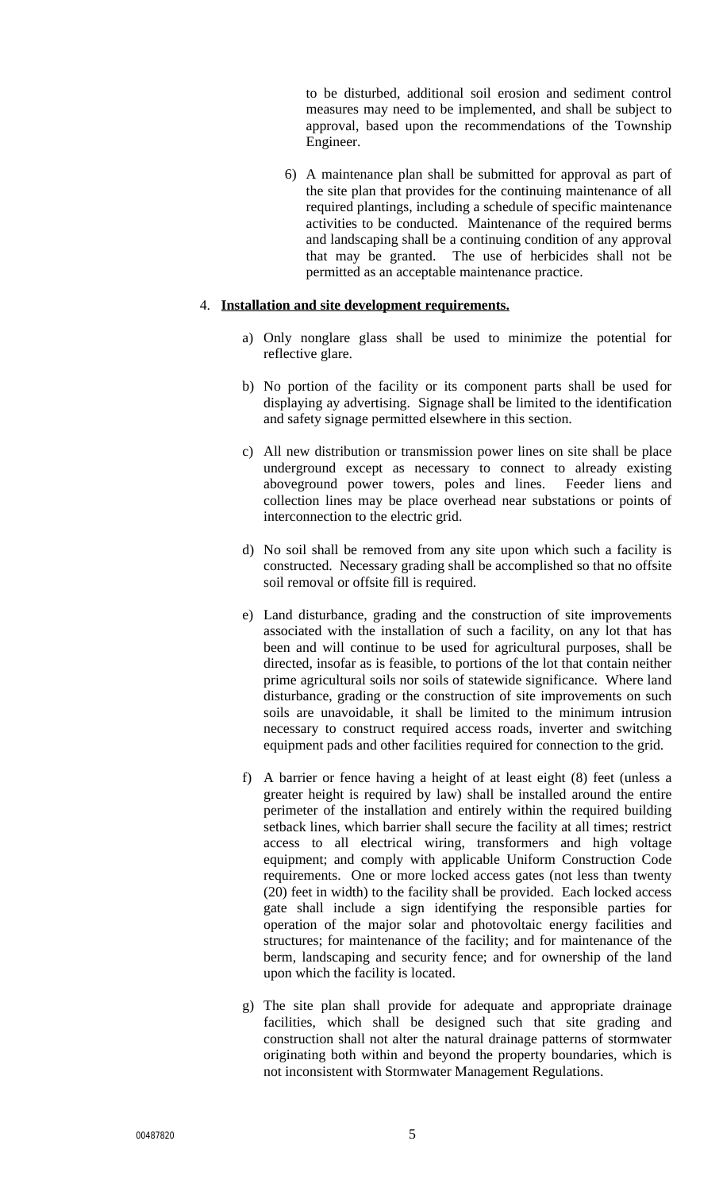to be disturbed, additional soil erosion and sediment control measures may need to be implemented, and shall be subject to approval, based upon the recommendations of the Township Engineer.

6) A maintenance plan shall be submitted for approval as part of the site plan that provides for the continuing maintenance of all required plantings, including a schedule of specific maintenance activities to be conducted. Maintenance of the required berms and landscaping shall be a continuing condition of any approval that may be granted. The use of herbicides shall not be permitted as an acceptable maintenance practice.

4. **Installation and site development requirements.**

a) Only nonglare glass shall be used to minimize the potential for reflective glare.

b) No portion of the facility or its component parts shall be used for displaying ay advertising. Signage shall be limited to the identification and safety signage permitted elsewhere in this section.

c) All new distribution or transmission power lines on site shall be place underground except as necessary to connect to already existing aboveground power towers, poles and lines. Feeder liens and collection lines may be place overhead near substations or points of interconnection to the electric grid.

d) No soil shall be removed from any site upon which such a facility is constructed. Necessary grading shall be accomplished so that no offsite soil removal or offsite fill is required.

e) Land disturbance, grading and the construction of site improvements associated with the installation of such a facility, on any lot that has been and will continue to be used for agricultural purposes, shall be directed, insofar as is feasible, to portions of the lot that contain neither prime agricultural soils nor soils of statewide significance. Where land disturbance, grading or the construction of site improvements on such soils are unavoidable, it shall be limited to the minimum intrusion necessary to construct required access roads, inverter and switching equipment pads and other facilities required for connection to the grid.

f) A barrier or fence having a height of at least eight (8) feet (unless a greater height is required by law) shall be installed around the entire perimeter of the installation and entirely within the required building setback lines, which barrier shall secure the facility at all times; restrict access to all electrical wiring, transformers and high voltage equipment; and comply with applicable Uniform Construction Code requirements. One or more locked access gates (not less than twenty (20) feet in width) to the facility shall be provided. Each locked access gate shall include a sign identifying the responsible parties for operation of the major solar and photovoltaic energy facilities and structures; for maintenance of the facility; and for maintenance of the berm, landscaping and security fence; and for ownership of the land upon which the facility is located.

g) The site plan shall provide for adequate and appropriate drainage facilities, which shall be designed such that site grading and construction shall not alter the natural drainage patterns of stormwater originating both within and beyond the property boundaries, which is not inconsistent with Stormwater Management Regulations.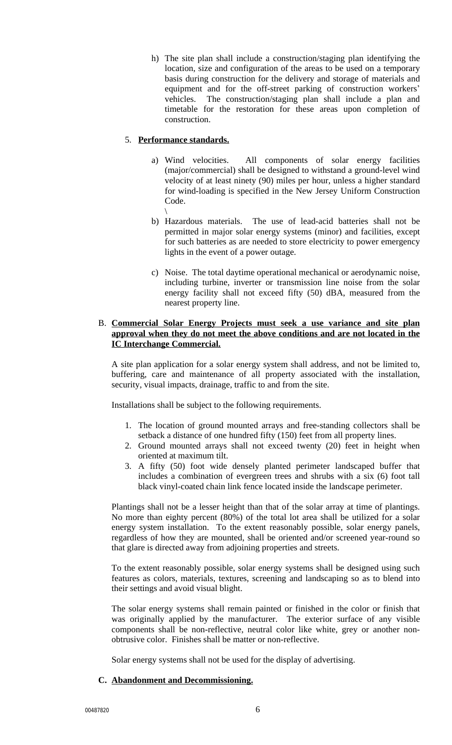h) The site plan shall include a construction/staging plan identifying the location, size and configuration of the areas to be used on a temporary basis during construction for the delivery and storage of materials and equipment and for the off-street parking of construction workers' vehicles. The construction/staging plan shall include a plan and timetable for the restoration for these areas upon completion of construction.

5. **Performance standards.**

   a) Wind velocities. All components of solar energy facilities (major/commercial) shall be designed to withstand a ground-level wind velocity of at least ninety (90) miles per hour, unless a higher standard for wind-loading is specified in the New Jersey Uniform Construction Code.
   \

   b) Hazardous materials. The use of lead-acid batteries shall not be permitted in major solar energy systems (minor) and facilities, except for such batteries as are needed to store electricity to power emergency lights in the event of a power outage.

   c) Noise. The total daytime operational mechanical or aerodynamic noise, including turbine, inverter or transmission line noise from the solar energy facility shall not exceed fifty (50) dBA, measured from the nearest property line.

B. **Commercial Solar Energy Projects must seek a use variance and site plan approval when they do not meet the above conditions and are not located in the IC Interchange Commercial.**

A site plan application for a solar energy system shall address, and not be limited to, buffering, care and maintenance of all property associated with the installation, security, visual impacts, drainage, traffic to and from the site.

Installations shall be subject to the following requirements.

1. The location of ground mounted arrays and free-standing collectors shall be setback a distance of one hundred fifty (150) feet from all property lines.
2. Ground mounted arrays shall not exceed twenty (20) feet in height when oriented at maximum tilt.
3. A fifty (50) foot wide densely planted perimeter landscaped buffer that includes a combination of evergreen trees and shrubs with a six (6) foot tall black vinyl-coated chain link fence located inside the landscape perimeter.

Plantings shall not be a lesser height than that of the solar array at time of plantings. No more than eighty percent (80%) of the total lot area shall be utilized for a solar energy system installation. To the extent reasonably possible, solar energy panels, regardless of how they are mounted, shall be oriented and/or screened year-round so that glare is directed away from adjoining properties and streets.

To the extent reasonably possible, solar energy systems shall be designed using such features as colors, materials, textures, screening and landscaping so as to blend into their settings and avoid visual blight.

The solar energy systems shall remain painted or finished in the color or finish that was originally applied by the manufacturer. The exterior surface of any visible components shall be non-reflective, neutral color like white, grey or another non-obtrusive color. Finishes shall be matter or non-reflective.

Solar energy systems shall not be used for the display of advertising.

**C. Abandonment and Decommissioning.**

00487820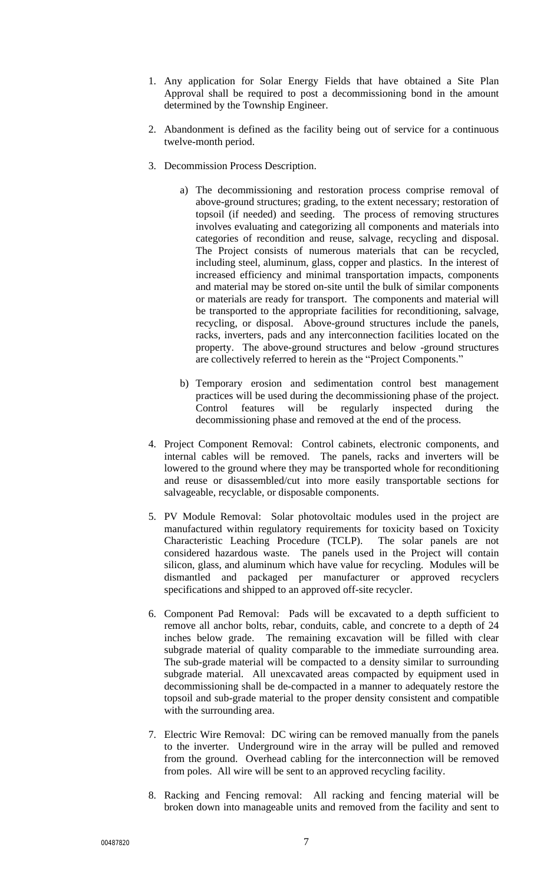1. Any application for Solar Energy Fields that have obtained a Site Plan Approval shall be required to post a decommissioning bond in the amount determined by the Township Engineer.

2. Abandonment is defined as the facility being out of service for a continuous twelve-month period.

3. Decommission Process Description.

    a) The decommissioning and restoration process comprise removal of above-ground structures; grading, to the extent necessary; restoration of topsoil (if needed) and seeding. The process of removing structures involves evaluating and categorizing all components and materials into categories of recondition and reuse, salvage, recycling and disposal. The Project consists of numerous materials that can be recycled, including steel, aluminum, glass, copper and plastics. In the interest of increased efficiency and minimal transportation impacts, components and material may be stored on-site until the bulk of similar components or materials are ready for transport. The components and material will be transported to the appropriate facilities for reconditioning, salvage, recycling, or disposal. Above-ground structures include the panels, racks, inverters, pads and any interconnection facilities located on the property. The above-ground structures and below -ground structures are collectively referred to herein as the "Project Components."

    b) Temporary erosion and sedimentation control best management practices will be used during the decommissioning phase of the project. Control features will be regularly inspected during the decommissioning phase and removed at the end of the process.

4. Project Component Removal: Control cabinets, electronic components, and internal cables will be removed. The panels, racks and inverters will be lowered to the ground where they may be transported whole for reconditioning and reuse or disassembled/cut into more easily transportable sections for salvageable, recyclable, or disposable components.

5. PV Module Removal: Solar photovoltaic modules used in the project are manufactured within regulatory requirements for toxicity based on Toxicity Characteristic Leaching Procedure (TCLP). The solar panels are not considered hazardous waste. The panels used in the Project will contain silicon, glass, and aluminum which have value for recycling. Modules will be dismantled and packaged per manufacturer or approved recyclers specifications and shipped to an approved off-site recycler.

6. Component Pad Removal: Pads will be excavated to a depth sufficient to remove all anchor bolts, rebar, conduits, cable, and concrete to a depth of 24 inches below grade. The remaining excavation will be filled with clear subgrade material of quality comparable to the immediate surrounding area. The sub-grade material will be compacted to a density similar to surrounding subgrade material. All unexcavated areas compacted by equipment used in decommissioning shall be de-compacted in a manner to adequately restore the topsoil and sub-grade material to the proper density consistent and compatible with the surrounding area.

7. Electric Wire Removal: DC wiring can be removed manually from the panels to the inverter. Underground wire in the array will be pulled and removed from the ground. Overhead cabling for the interconnection will be removed from poles. All wire will be sent to an approved recycling facility.

8. Racking and Fencing removal: All racking and fencing material will be broken down into manageable units and removed from the facility and sent to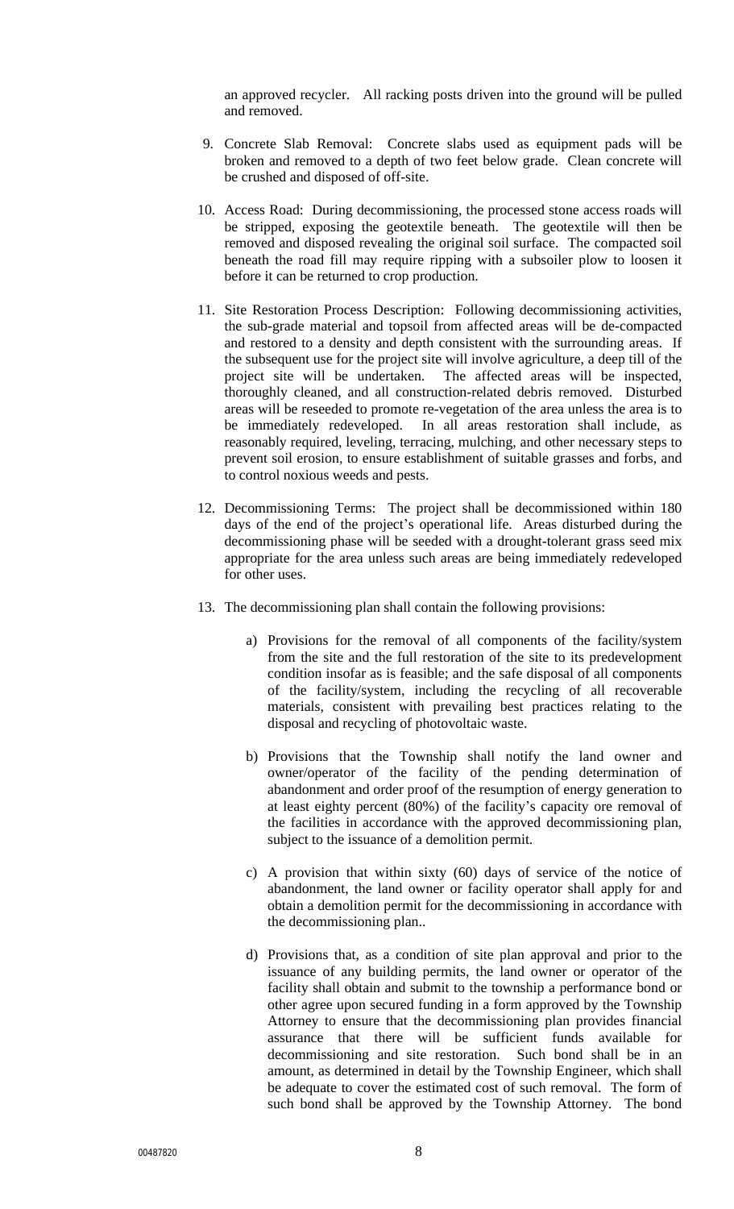an approved recycler. All racking posts driven into the ground will be pulled and removed.

9. Concrete Slab Removal: Concrete slabs used as equipment pads will be broken and removed to a depth of two feet below grade. Clean concrete will be crushed and disposed of off-site.

10. Access Road: During decommissioning, the processed stone access roads will be stripped, exposing the geotextile beneath. The geotextile will then be removed and disposed revealing the original soil surface. The compacted soil beneath the road fill may require ripping with a subsoiler plow to loosen it before it can be returned to crop production.

11. Site Restoration Process Description: Following decommissioning activities, the sub-grade material and topsoil from affected areas will be de-compacted and restored to a density and depth consistent with the surrounding areas. If the subsequent use for the project site will involve agriculture, a deep till of the project site will be undertaken. The affected areas will be inspected, thoroughly cleaned, and all construction-related debris removed. Disturbed areas will be reseeded to promote re-vegetation of the area unless the area is to be immediately redeveloped. In all areas restoration shall include, as reasonably required, leveling, terracing, mulching, and other necessary steps to prevent soil erosion, to ensure establishment of suitable grasses and forbs, and to control noxious weeds and pests.

12. Decommissioning Terms: The project shall be decommissioned within 180 days of the end of the project's operational life. Areas disturbed during the decommissioning phase will be seeded with a drought-tolerant grass seed mix appropriate for the area unless such areas are being immediately redeveloped for other uses.

13. The decommissioning plan shall contain the following provisions:

    a) Provisions for the removal of all components of the facility/system from the site and the full restoration of the site to its predevelopment condition insofar as is feasible; and the safe disposal of all components of the facility/system, including the recycling of all recoverable materials, consistent with prevailing best practices relating to the disposal and recycling of photovoltaic waste.

    b) Provisions that the Township shall notify the land owner and owner/operator of the facility of the pending determination of abandonment and order proof of the resumption of energy generation to at least eighty percent (80%) of the facility's capacity ore removal of the facilities in accordance with the approved decommissioning plan, subject to the issuance of a demolition permit.

    c) A provision that within sixty (60) days of service of the notice of abandonment, the land owner or facility operator shall apply for and obtain a demolition permit for the decommissioning in accordance with the decommissioning plan..

    d) Provisions that, as a condition of site plan approval and prior to the issuance of any building permits, the land owner or operator of the facility shall obtain and submit to the township a performance bond or other agree upon secured funding in a form approved by the Township Attorney to ensure that the decommissioning plan provides financial assurance that there will be sufficient funds available for decommissioning and site restoration. Such bond shall be in an amount, as determined in detail by the Township Engineer, which shall be adequate to cover the estimated cost of such removal. The form of such bond shall be approved by the Township Attorney. The bond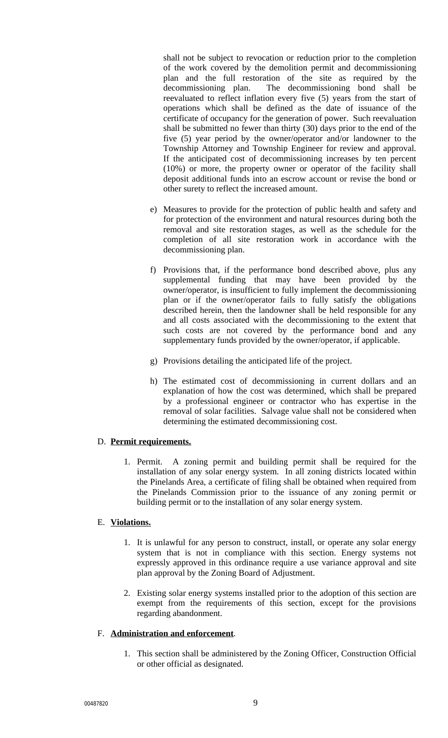shall not be subject to revocation or reduction prior to the completion of the work covered by the demolition permit and decommissioning plan and the full restoration of the site as required by the decommissioning plan. The decommissioning bond shall be reevaluated to reflect inflation every five (5) years from the start of operations which shall be defined as the date of issuance of the certificate of occupancy for the generation of power. Such reevaluation shall be submitted no fewer than thirty (30) days prior to the end of the five (5) year period by the owner/operator and/or landowner to the Township Attorney and Township Engineer for review and approval. If the anticipated cost of decommissioning increases by ten percent (10%) or more, the property owner or operator of the facility shall deposit additional funds into an escrow account or revise the bond or other surety to reflect the increased amount.

e) Measures to provide for the protection of public health and safety and for protection of the environment and natural resources during both the removal and site restoration stages, as well as the schedule for the completion of all site restoration work in accordance with the decommissioning plan.

f) Provisions that, if the performance bond described above, plus any supplemental funding that may have been provided by the owner/operator, is insufficient to fully implement the decommissioning plan or if the owner/operator fails to fully satisfy the obligations described herein, then the landowner shall be held responsible for any and all costs associated with the decommissioning to the extent that such costs are not covered by the performance bond and any supplementary funds provided by the owner/operator, if applicable.

g) Provisions detailing the anticipated life of the project.

h) The estimated cost of decommissioning in current dollars and an explanation of how the cost was determined, which shall be prepared by a professional engineer or contractor who has expertise in the removal of solar facilities. Salvage value shall not be considered when determining the estimated decommissioning cost.

D. **Permit requirements.**

1. Permit. A zoning permit and building permit shall be required for the installation of any solar energy system. In all zoning districts located within the Pinelands Area, a certificate of filing shall be obtained when required from the Pinelands Commission prior to the issuance of any zoning permit or building permit or to the installation of any solar energy system.

E. **Violations.**

1. It is unlawful for any person to construct, install, or operate any solar energy system that is not in compliance with this section. Energy systems not expressly approved in this ordinance require a use variance approval and site plan approval by the Zoning Board of Adjustment.

2. Existing solar energy systems installed prior to the adoption of this section are exempt from the requirements of this section, except for the provisions regarding abandonment.

F. **Administration and enforcement**.

1. This section shall be administered by the Zoning Officer, Construction Official or other official as designated.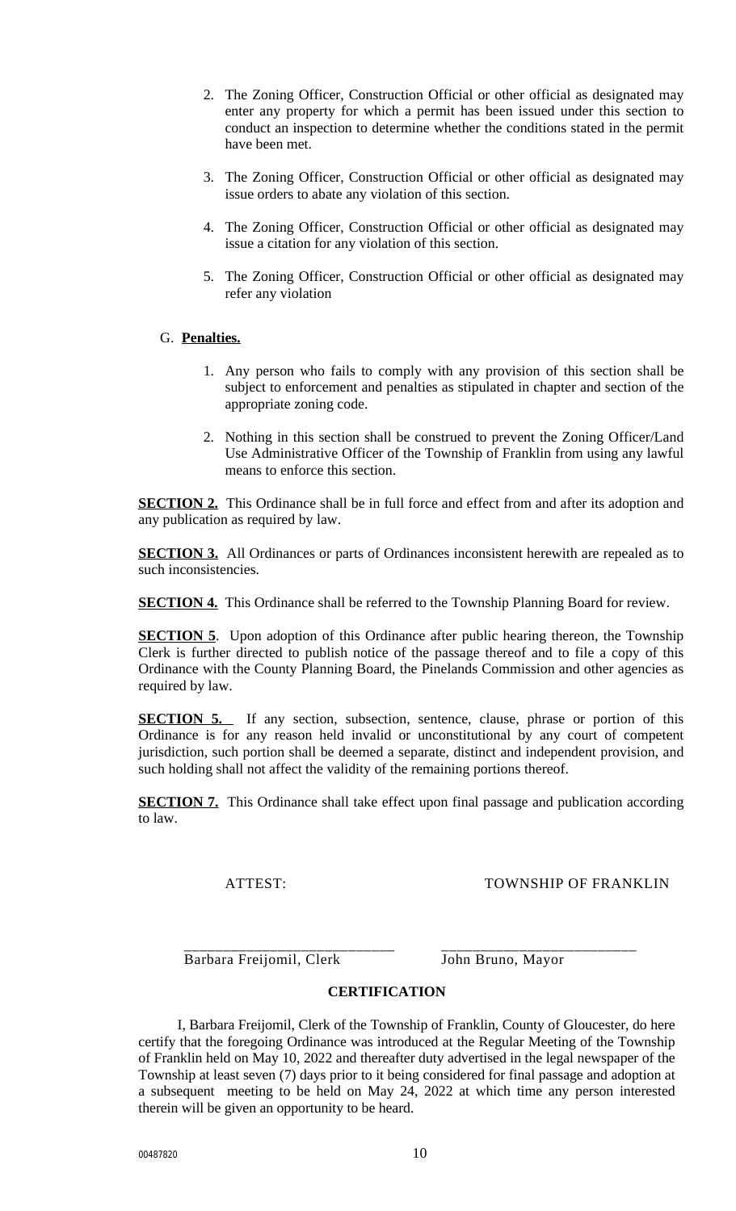2. The Zoning Officer, Construction Official or other official as designated may enter any property for which a permit has been issued under this section to conduct an inspection to determine whether the conditions stated in the permit have been met.

3. The Zoning Officer, Construction Official or other official as designated may issue orders to abate any violation of this section.

4. The Zoning Officer, Construction Official or other official as designated may issue a citation for any violation of this section.

5. The Zoning Officer, Construction Official or other official as designated may refer any violation

G. **Penalties.**

1. Any person who fails to comply with any provision of this section shall be subject to enforcement and penalties as stipulated in chapter and section of the appropriate zoning code.

2. Nothing in this section shall be construed to prevent the Zoning Officer/Land Use Administrative Officer of the Township of Franklin from using any lawful means to enforce this section.

**SECTION 2.** This Ordinance shall be in full force and effect from and after its adoption and any publication as required by law.

**SECTION 3.** All Ordinances or parts of Ordinances inconsistent herewith are repealed as to such inconsistencies.

**SECTION 4.** This Ordinance shall be referred to the Township Planning Board for review.

**SECTION 5**. Upon adoption of this Ordinance after public hearing thereon, the Township Clerk is further directed to publish notice of the passage thereof and to file a copy of this Ordinance with the County Planning Board, the Pinelands Commission and other agencies as required by law.

**SECTION 5.** If any section, subsection, sentence, clause, phrase or portion of this Ordinance is for any reason held invalid or unconstitutional by any court of competent jurisdiction, such portion shall be deemed a separate, distinct and independent provision, and such holding shall not affect the validity of the remaining portions thereof.

**SECTION 7.** This Ordinance shall take effect upon final passage and publication according to law.

ATTEST: TOWNSHIP OF FRANKLIN

\_\_\_\_\_\_\_\_\_\_\_\_\_\_\_\_\_\_\_\_\_\_\_\_\_\_\_\_ \_\_\_\_\_\_\_\_\_\_\_\_\_\_\_\_\_\_\_\_\_\_\_\_\_\_
Barbara Freijomil, Clerk John Bruno, Mayor

**CERTIFICATION**

I, Barbara Freijomil, Clerk of the Township of Franklin, County of Gloucester, do here certify that the foregoing Ordinance was introduced at the Regular Meeting of the Township of Franklin held on May 10, 2022 and thereafter duty advertised in the legal newspaper of the Township at least seven (7) days prior to it being considered for final passage and adoption at a subsequent meeting to be held on May 24, 2022 at which time any person interested therein will be given an opportunity to be heard.

00487820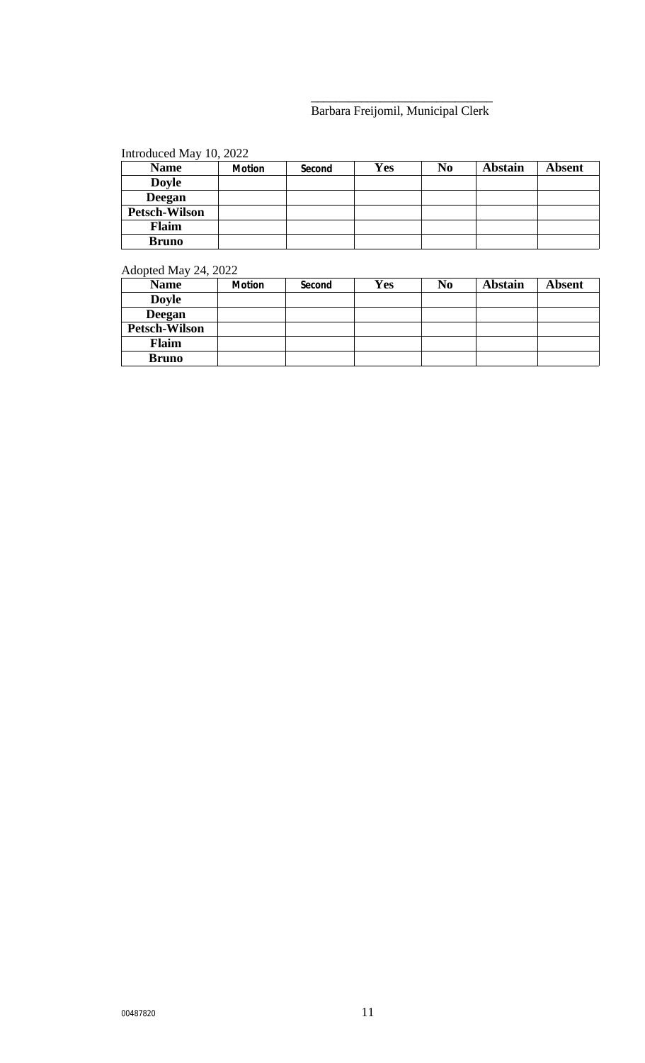\_\_\_\_\_\_\_\_\_\_\_\_\_\_\_\_\_\_\_\_\_\_\_\_\_\_\_\_\_
Barbara Freijomil, Municipal Clerk

Introduced May 10, 2022

| Name | Motion | Second | Yes | No | Abstain | Absent |
|---|---|---|---|---|---|---|
| Doyle | | | | | | |
| Deegan | | | | | | |
| Petsch-Wilson | | | | | | |
| Flaim | | | | | | |
| Bruno | | | | | | |

Adopted May 24, 2022

| Name | Motion | Second | Yes | No | Abstain | Absent |
|---|---|---|---|---|---|---|
| Doyle | | | | | | |
| Deegan | | | | | | |
| Petsch-Wilson | | | | | | |
| Flaim | | | | | | |
| Bruno | | | | | | |

00487820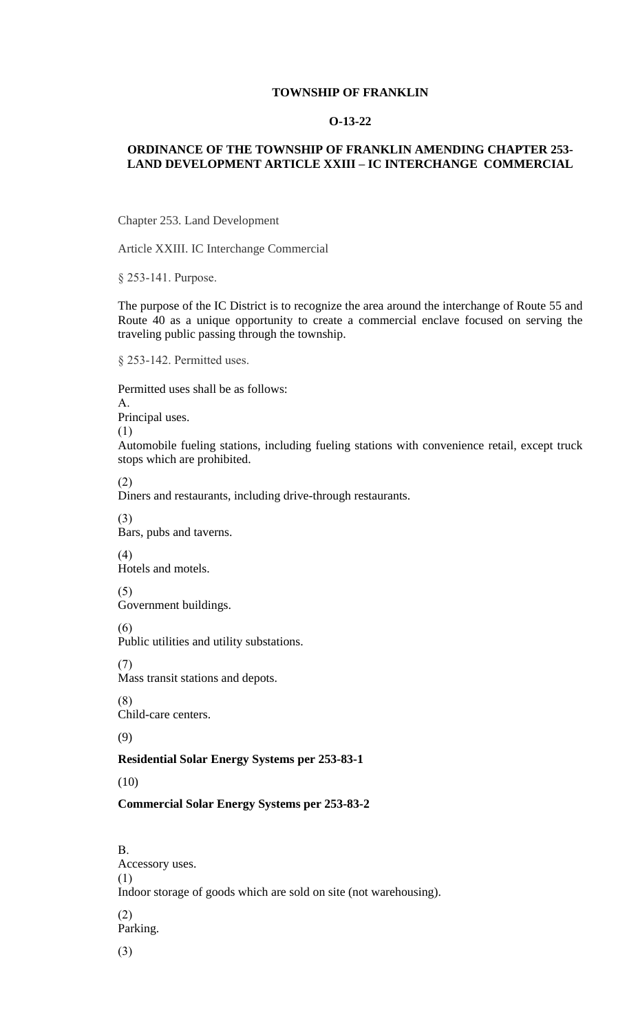**TOWNSHIP OF FRANKLIN**

**O-13-22**

**ORDINANCE OF THE TOWNSHIP OF FRANKLIN AMENDING CHAPTER 253-LAND DEVELOPMENT ARTICLE XXIII – IC INTERCHANGE COMMERCIAL**

Chapter 253. Land Development

Article XXIII. IC Interchange Commercial

§ 253-141. Purpose.

The purpose of the IC District is to recognize the area around the interchange of Route 55 and Route 40 as a unique opportunity to create a commercial enclave focused on serving the traveling public passing through the township.

§ 253-142. Permitted uses.

Permitted uses shall be as follows:

A.
Principal uses.

(1)
Automobile fueling stations, including fueling stations with convenience retail, except truck stops which are prohibited.

(2)
Diners and restaurants, including drive-through restaurants.

(3)
Bars, pubs and taverns.

(4)
Hotels and motels.

(5)
Government buildings.

(6)
Public utilities and utility substations.

(7)
Mass transit stations and depots.

(8)
Child-care centers.

(9)

**Residential Solar Energy Systems per 253-83-1**

(10)

**Commercial Solar Energy Systems per 253-83-2**

B.
Accessory uses.

(1)
Indoor storage of goods which are sold on site (not warehousing).

(2)
Parking.

(3)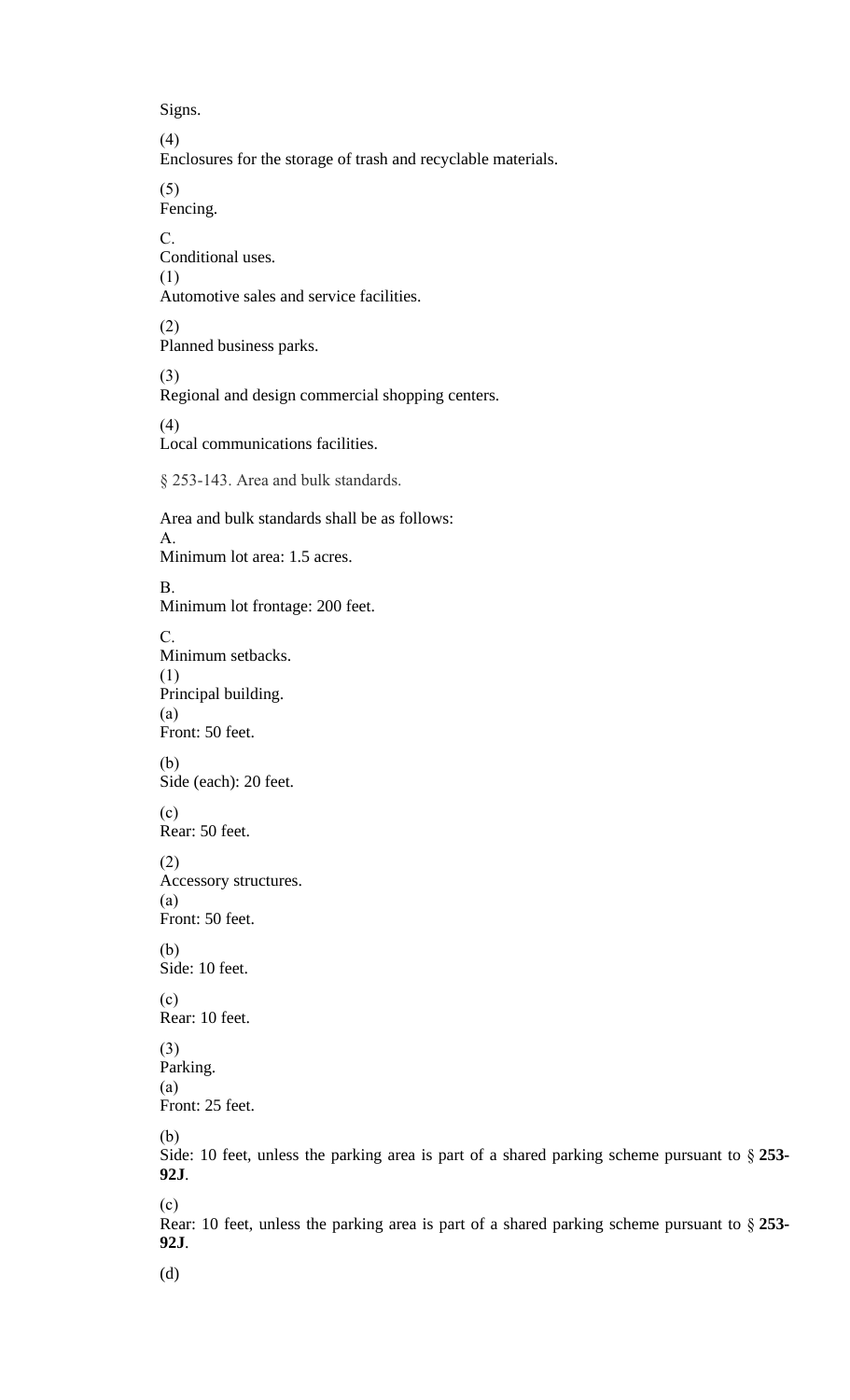Signs.

(4)
Enclosures for the storage of trash and recyclable materials.

(5)
Fencing.

C.
Conditional uses.

(1)
Automotive sales and service facilities.

(2)
Planned business parks.

(3)
Regional and design commercial shopping centers.

(4)
Local communications facilities.

## § 253-143. Area and bulk standards.

Area and bulk standards shall be as follows:

A.
Minimum lot area: 1.5 acres.

B.
Minimum lot frontage: 200 feet.

C.
Minimum setbacks.

(1)
Principal building.

(a)
Front: 50 feet.

(b)
Side (each): 20 feet.

(c)
Rear: 50 feet.

(2)
Accessory structures.

(a)
Front: 50 feet.

(b)
Side: 10 feet.

(c)
Rear: 10 feet.

(3)
Parking.

(a)
Front: 25 feet.

(b)
Side: 10 feet, unless the parking area is part of a shared parking scheme pursuant to § **253-92J**.

(c)
Rear: 10 feet, unless the parking area is part of a shared parking scheme pursuant to § **253-92J**.

(d)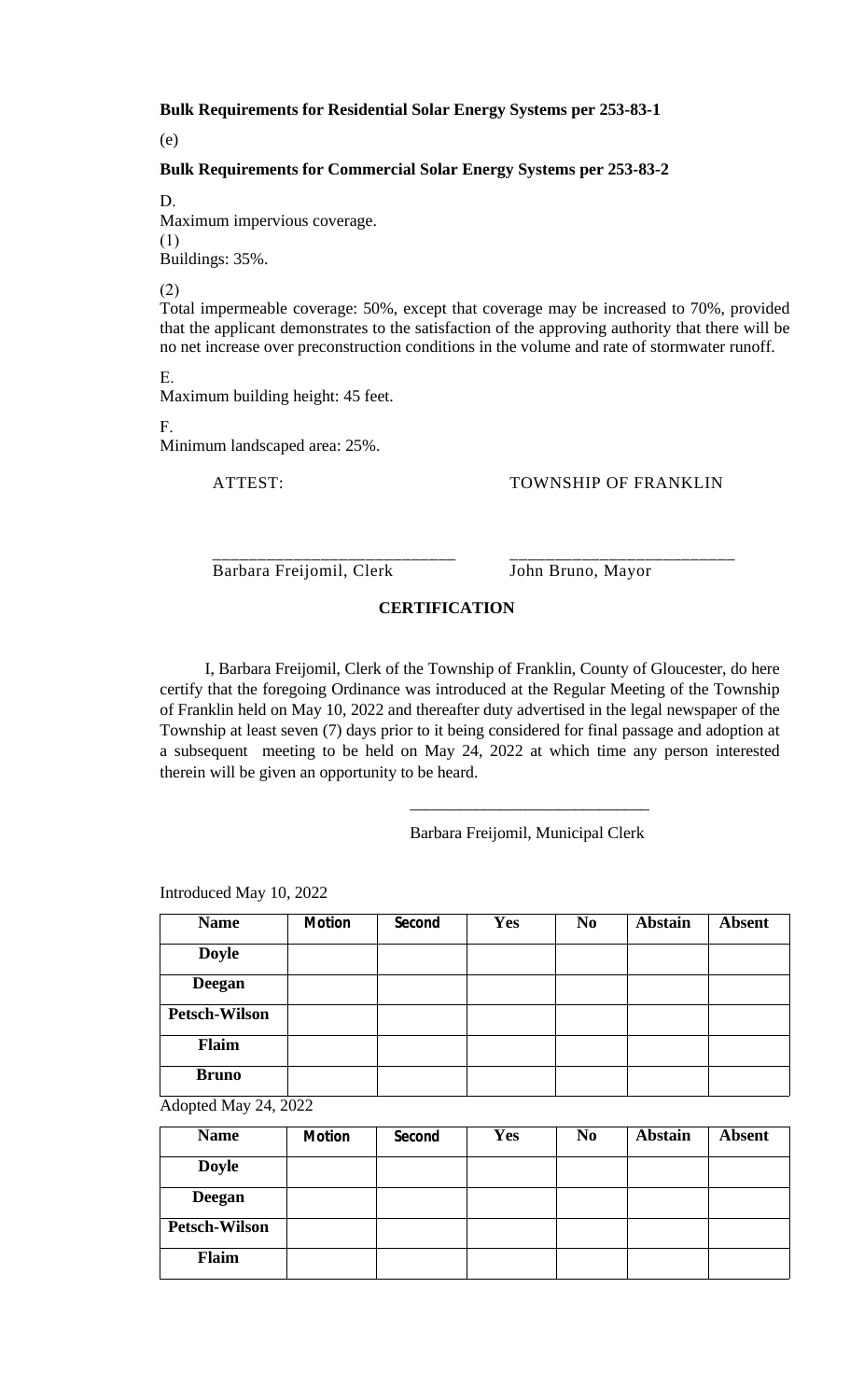**Bulk Requirements for Residential Solar Energy Systems per 253-83-1**

(e)

**Bulk Requirements for Commercial Solar Energy Systems per 253-83-2**

D.
Maximum impervious coverage.
(1)
Buildings: 35%.

(2)
Total impermeable coverage: 50%, except that coverage may be increased to 70%, provided that the applicant demonstrates to the satisfaction of the approving authority that there will be no net increase over preconstruction conditions in the volume and rate of stormwater runoff.

E.
Maximum building height: 45 feet.

F.
Minimum landscaped area: 25%.

ATTEST: TOWNSHIP OF FRANKLIN

___________________________ _________________________
Barbara Freijomil, Clerk John Bruno, Mayor

**CERTIFICATION**

I, Barbara Freijomil, Clerk of the Township of Franklin, County of Gloucester, do here certify that the foregoing Ordinance was introduced at the Regular Meeting of the Township of Franklin held on May 10, 2022 and thereafter duty advertised in the legal newspaper of the Township at least seven (7) days prior to it being considered for final passage and adoption at a subsequent meeting to be held on May 24, 2022 at which time any person interested therein will be given an opportunity to be heard.

____________________________
Barbara Freijomil, Municipal Clerk

Introduced May 10, 2022

| Name | Motion | Second | Yes | No | Abstain | Absent |
|---|---|---|---|---|---|---|
| Doyle | | | | | | |
| Deegan | | | | | | |
| Petsch-Wilson | | | | | | |
| Flaim | | | | | | |
| Bruno | | | | | | |

Adopted May 24, 2022

| Name | Motion | Second | Yes | No | Abstain | Absent |
|---|---|---|---|---|---|---|
| Doyle | | | | | | |
| Deegan | | | | | | |
| Petsch-Wilson | | | | | | |
| Flaim | | | | | | |